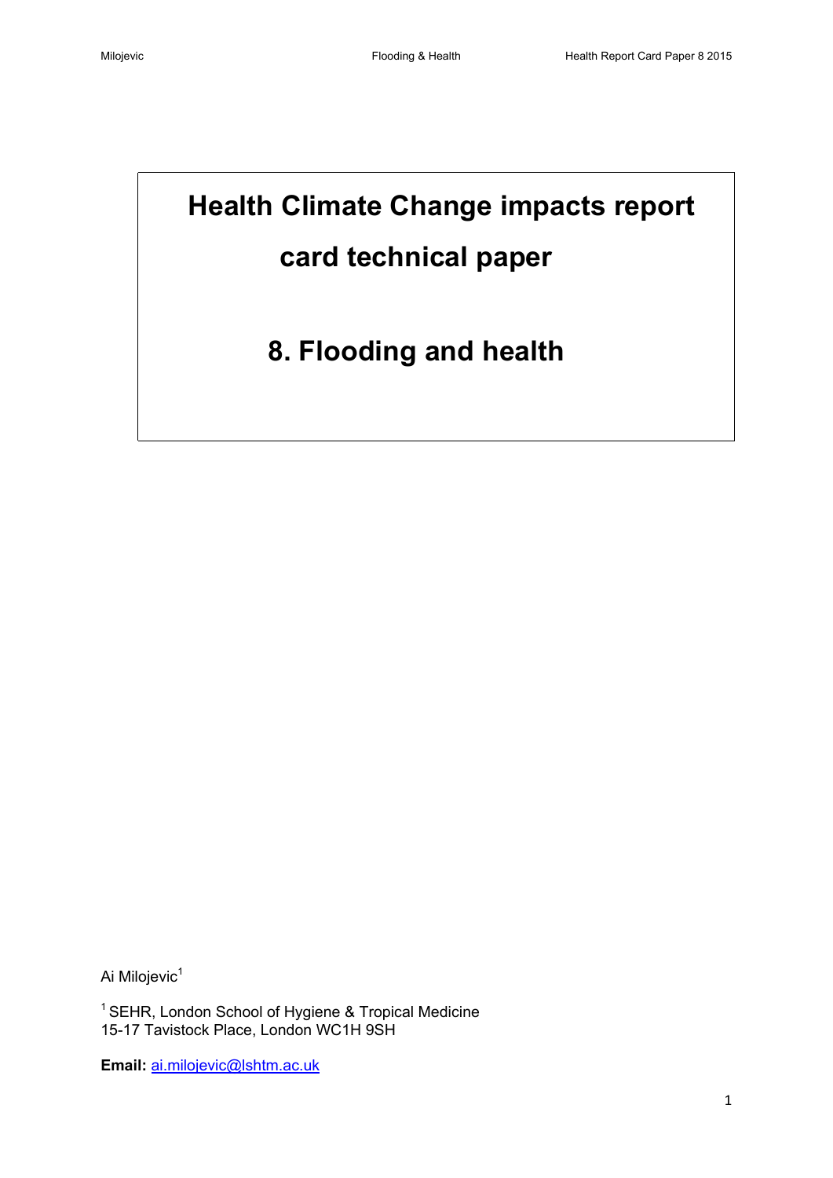# Health Climate Change impacts report card technical paper

# 8. Flooding and health

Ai Milojevic[1]

[1] SEHR, London School of Hygiene & Tropical Medicine
15-17 Tavistock Place, London WC1H 9SH

**Email:** ai.milojevic@lshtm.ac.uk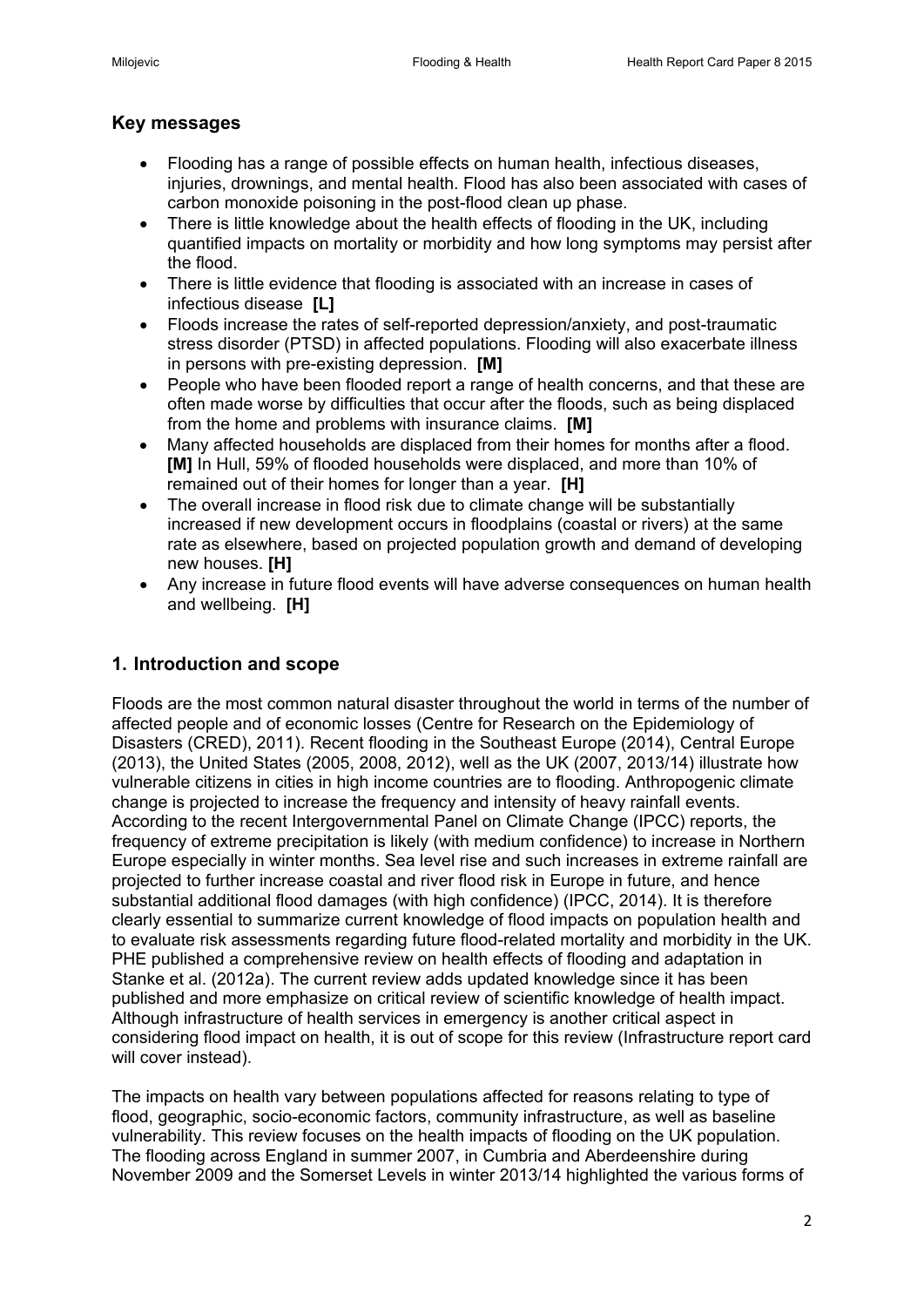## Key messages

- Flooding has a range of possible effects on human health, infectious diseases, injuries, drownings, and mental health. Flood has also been associated with cases of carbon monoxide poisoning in the post-flood clean up phase.
- There is little knowledge about the health effects of flooding in the UK, including quantified impacts on mortality or morbidity and how long symptoms may persist after the flood.
- There is little evidence that flooding is associated with an increase in cases of infectious disease **[L]**
- Floods increase the rates of self-reported depression/anxiety, and post-traumatic stress disorder (PTSD) in affected populations. Flooding will also exacerbate illness in persons with pre-existing depression. **[M]**
- People who have been flooded report a range of health concerns, and that these are often made worse by difficulties that occur after the floods, such as being displaced from the home and problems with insurance claims. **[M]**
- Many affected households are displaced from their homes for months after a flood. **[M]** In Hull, 59% of flooded households were displaced, and more than 10% of remained out of their homes for longer than a year. **[H]**
- The overall increase in flood risk due to climate change will be substantially increased if new development occurs in floodplains (coastal or rivers) at the same rate as elsewhere, based on projected population growth and demand of developing new houses. **[H]**
- Any increase in future flood events will have adverse consequences on human health and wellbeing. **[H]**

## 1. Introduction and scope

Floods are the most common natural disaster throughout the world in terms of the number of affected people and of economic losses (Centre for Research on the Epidemiology of Disasters (CRED), 2011). Recent flooding in the Southeast Europe (2014), Central Europe (2013), the United States (2005, 2008, 2012), well as the UK (2007, 2013/14) illustrate how vulnerable citizens in cities in high income countries are to flooding. Anthropogenic climate change is projected to increase the frequency and intensity of heavy rainfall events. According to the recent Intergovernmental Panel on Climate Change (IPCC) reports, the frequency of extreme precipitation is likely (with medium confidence) to increase in Northern Europe especially in winter months. Sea level rise and such increases in extreme rainfall are projected to further increase coastal and river flood risk in Europe in future, and hence substantial additional flood damages (with high confidence) (IPCC, 2014). It is therefore clearly essential to summarize current knowledge of flood impacts on population health and to evaluate risk assessments regarding future flood-related mortality and morbidity in the UK. PHE published a comprehensive review on health effects of flooding and adaptation in Stanke et al. (2012a). The current review adds updated knowledge since it has been published and more emphasize on critical review of scientific knowledge of health impact. Although infrastructure of health services in emergency is another critical aspect in considering flood impact on health, it is out of scope for this review (Infrastructure report card will cover instead).

The impacts on health vary between populations affected for reasons relating to type of flood, geographic, socio-economic factors, community infrastructure, as well as baseline vulnerability. This review focuses on the health impacts of flooding on the UK population. The flooding across England in summer 2007, in Cumbria and Aberdeenshire during November 2009 and the Somerset Levels in winter 2013/14 highlighted the various forms of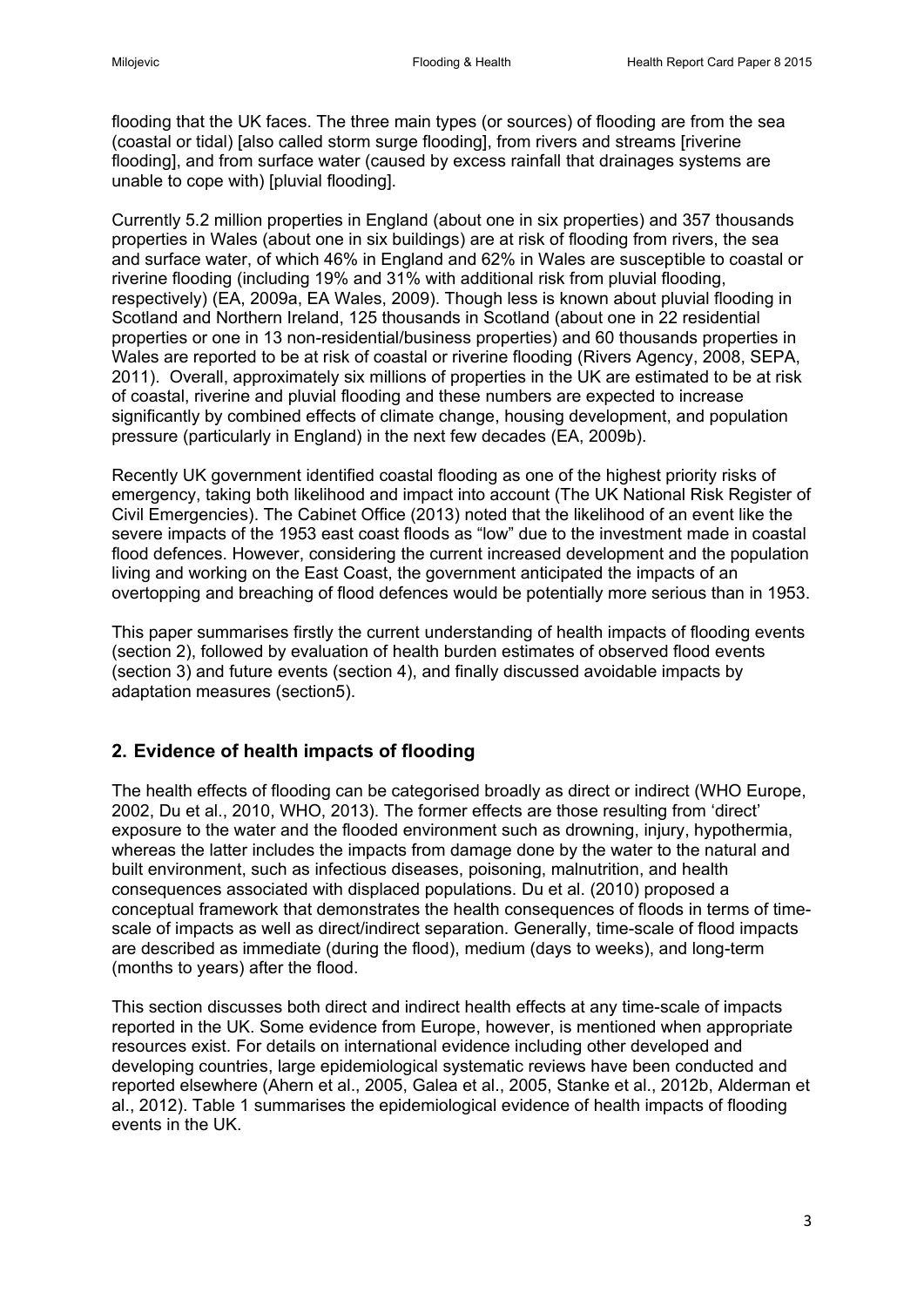flooding that the UK faces. The three main types (or sources) of flooding are from the sea (coastal or tidal) [also called storm surge flooding], from rivers and streams [riverine flooding], and from surface water (caused by excess rainfall that drainages systems are unable to cope with) [pluvial flooding].

Currently 5.2 million properties in England (about one in six properties) and 357 thousands properties in Wales (about one in six buildings) are at risk of flooding from rivers, the sea and surface water, of which 46% in England and 62% in Wales are susceptible to coastal or riverine flooding (including 19% and 31% with additional risk from pluvial flooding, respectively) (EA, 2009a, EA Wales, 2009). Though less is known about pluvial flooding in Scotland and Northern Ireland, 125 thousands in Scotland (about one in 22 residential properties or one in 13 non-residential/business properties) and 60 thousands properties in Wales are reported to be at risk of coastal or riverine flooding (Rivers Agency, 2008, SEPA, 2011). Overall, approximately six millions of properties in the UK are estimated to be at risk of coastal, riverine and pluvial flooding and these numbers are expected to increase significantly by combined effects of climate change, housing development, and population pressure (particularly in England) in the next few decades (EA, 2009b).

Recently UK government identified coastal flooding as one of the highest priority risks of emergency, taking both likelihood and impact into account (The UK National Risk Register of Civil Emergencies). The Cabinet Office (2013) noted that the likelihood of an event like the severe impacts of the 1953 east coast floods as "low" due to the investment made in coastal flood defences. However, considering the current increased development and the population living and working on the East Coast, the government anticipated the impacts of an overtopping and breaching of flood defences would be potentially more serious than in 1953.

This paper summarises firstly the current understanding of health impacts of flooding events (section 2), followed by evaluation of health burden estimates of observed flood events (section 3) and future events (section 4), and finally discussed avoidable impacts by adaptation measures (section5).

## 2. Evidence of health impacts of flooding

The health effects of flooding can be categorised broadly as direct or indirect (WHO Europe, 2002, Du et al., 2010, WHO, 2013). The former effects are those resulting from 'direct' exposure to the water and the flooded environment such as drowning, injury, hypothermia, whereas the latter includes the impacts from damage done by the water to the natural and built environment, such as infectious diseases, poisoning, malnutrition, and health consequences associated with displaced populations. Du et al. (2010) proposed a conceptual framework that demonstrates the health consequences of floods in terms of time-scale of impacts as well as direct/indirect separation. Generally, time-scale of flood impacts are described as immediate (during the flood), medium (days to weeks), and long-term (months to years) after the flood.

This section discusses both direct and indirect health effects at any time-scale of impacts reported in the UK. Some evidence from Europe, however, is mentioned when appropriate resources exist. For details on international evidence including other developed and developing countries, large epidemiological systematic reviews have been conducted and reported elsewhere (Ahern et al., 2005, Galea et al., 2005, Stanke et al., 2012b, Alderman et al., 2012). Table 1 summarises the epidemiological evidence of health impacts of flooding events in the UK.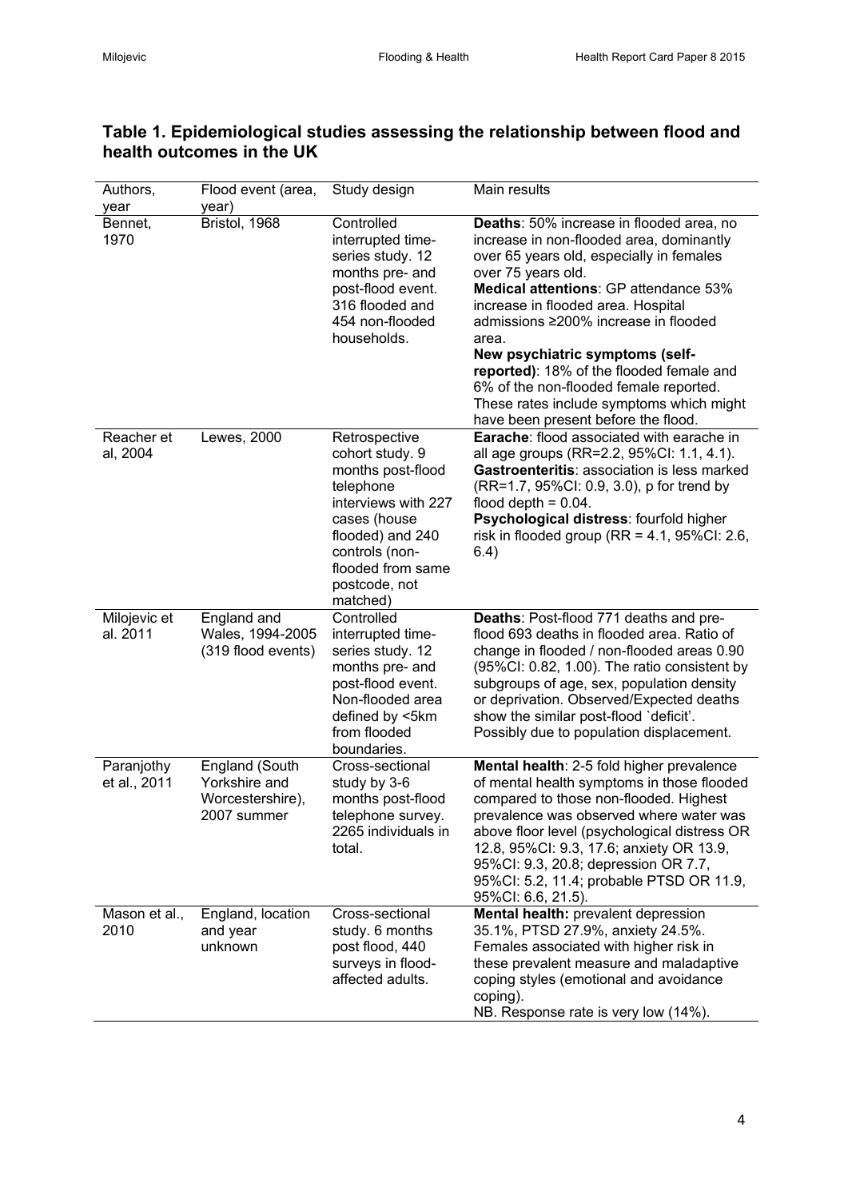## Table 1. Epidemiological studies assessing the relationship between flood and health outcomes in the UK

| Authors, year | Flood event (area, year) | Study design | Main results |
|---|---|---|---|
| Bennet, 1970 | Bristol, 1968 | Controlled interrupted time-series study. 12 months pre- and post-flood event. 316 flooded and 454 non-flooded households. | **Deaths**: 50% increase in flooded area, no increase in non-flooded area, dominantly over 65 years old, especially in females over 75 years old. **Medical attentions**: GP attendance 53% increase in flooded area. Hospital admissions ≥200% increase in flooded area. **New psychiatric symptoms (self-reported)**: 18% of the flooded female and 6% of the non-flooded female reported. These rates include symptoms which might have been present before the flood. |
| Reacher et al, 2004 | Lewes, 2000 | Retrospective cohort study. 9 months post-flood telephone interviews with 227 cases (house flooded) and 240 controls (non-flooded from same postcode, not matched) | **Earache**: flood associated with earache in all age groups (RR=2.2, 95%CI: 1.1, 4.1). **Gastroenteritis**: association is less marked (RR=1.7, 95%CI: 0.9, 3.0), p for trend by flood depth = 0.04. **Psychological distress**: fourfold higher risk in flooded group (RR = 4.1, 95%CI: 2.6, 6.4) |
| Milojevic et al. 2011 | England and Wales, 1994-2005 (319 flood events) | Controlled interrupted time-series study. 12 months pre- and post-flood event. Non-flooded area defined by <5km from flooded boundaries. | **Deaths**: Post-flood 771 deaths and pre-flood 693 deaths in flooded area. Ratio of change in flooded / non-flooded areas 0.90 (95%CI: 0.82, 1.00). The ratio consistent by subgroups of age, sex, population density or deprivation. Observed/Expected deaths show the similar post-flood 'deficit'. Possibly due to population displacement. |
| Paranjothy et al., 2011 | England (South Yorkshire and Worcestershire), 2007 summer | Cross-sectional study by 3-6 months post-flood telephone survey. 2265 individuals in total. | **Mental health**: 2-5 fold higher prevalence of mental health symptoms in those flooded compared to those non-flooded. Highest prevalence was observed where water was above floor level (psychological distress OR 12.8, 95%CI: 9.3, 17.6; anxiety OR 13.9, 95%CI: 9.3, 20.8; depression OR 7.7, 95%CI: 5.2, 11.4; probable PTSD OR 11.9, 95%CI: 6.6, 21.5). |
| Mason et al., 2010 | England, location and year unknown | Cross-sectional study. 6 months post flood, 440 surveys in flood-affected adults. | **Mental health:** prevalent depression 35.1%, PTSD 27.9%, anxiety 24.5%. Females associated with higher risk in these prevalent measure and maladaptive coping styles (emotional and avoidance coping). NB. Response rate is very low (14%). |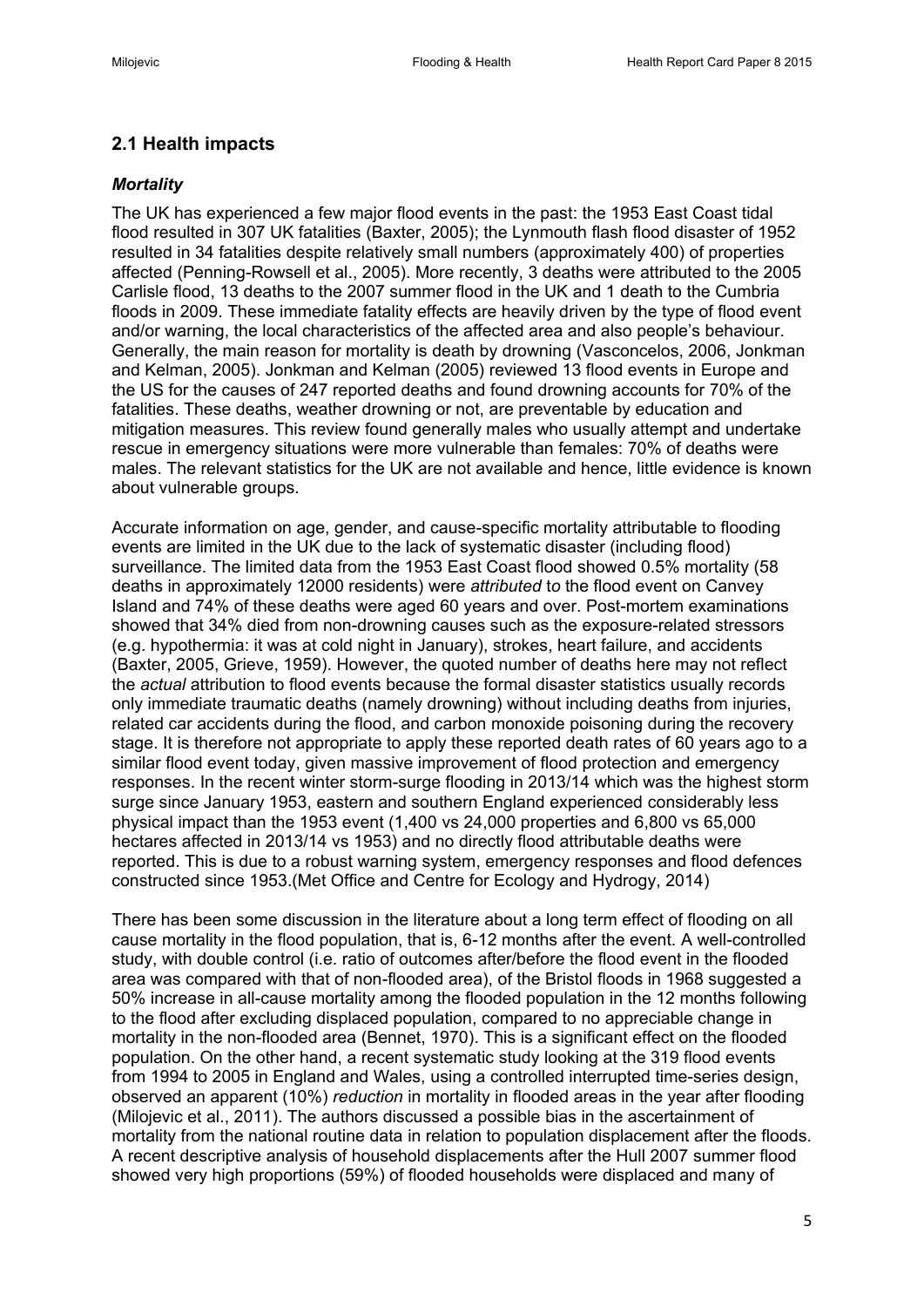## 2.1 Health impacts

### *Mortality*

The UK has experienced a few major flood events in the past: the 1953 East Coast tidal flood resulted in 307 UK fatalities (Baxter, 2005); the Lynmouth flash flood disaster of 1952 resulted in 34 fatalities despite relatively small numbers (approximately 400) of properties affected (Penning-Rowsell et al., 2005). More recently, 3 deaths were attributed to the 2005 Carlisle flood, 13 deaths to the 2007 summer flood in the UK and 1 death to the Cumbria floods in 2009. These immediate fatality effects are heavily driven by the type of flood event and/or warning, the local characteristics of the affected area and also people's behaviour. Generally, the main reason for mortality is death by drowning (Vasconcelos, 2006, Jonkman and Kelman, 2005). Jonkman and Kelman (2005) reviewed 13 flood events in Europe and the US for the causes of 247 reported deaths and found drowning accounts for 70% of the fatalities. These deaths, weather drowning or not, are preventable by education and mitigation measures. This review found generally males who usually attempt and undertake rescue in emergency situations were more vulnerable than females: 70% of deaths were males. The relevant statistics for the UK are not available and hence, little evidence is known about vulnerable groups.

Accurate information on age, gender, and cause-specific mortality attributable to flooding events are limited in the UK due to the lack of systematic disaster (including flood) surveillance. The limited data from the 1953 East Coast flood showed 0.5% mortality (58 deaths in approximately 12000 residents) were *attributed* to the flood event on Canvey Island and 74% of these deaths were aged 60 years and over. Post-mortem examinations showed that 34% died from non-drowning causes such as the exposure-related stressors (e.g. hypothermia: it was at cold night in January), strokes, heart failure, and accidents (Baxter, 2005, Grieve, 1959). However, the quoted number of deaths here may not reflect the *actual* attribution to flood events because the formal disaster statistics usually records only immediate traumatic deaths (namely drowning) without including deaths from injuries, related car accidents during the flood, and carbon monoxide poisoning during the recovery stage. It is therefore not appropriate to apply these reported death rates of 60 years ago to a similar flood event today, given massive improvement of flood protection and emergency responses. In the recent winter storm-surge flooding in 2013/14 which was the highest storm surge since January 1953, eastern and southern England experienced considerably less physical impact than the 1953 event (1,400 vs 24,000 properties and 6,800 vs 65,000 hectares affected in 2013/14 vs 1953) and no directly flood attributable deaths were reported. This is due to a robust warning system, emergency responses and flood defences constructed since 1953.(Met Office and Centre for Ecology and Hydrogy, 2014)

There has been some discussion in the literature about a long term effect of flooding on all cause mortality in the flood population, that is, 6-12 months after the event. A well-controlled study, with double control (i.e. ratio of outcomes after/before the flood event in the flooded area was compared with that of non-flooded area), of the Bristol floods in 1968 suggested a 50% increase in all-cause mortality among the flooded population in the 12 months following to the flood after excluding displaced population, compared to no appreciable change in mortality in the non-flooded area (Bennet, 1970). This is a significant effect on the flooded population. On the other hand, a recent systematic study looking at the 319 flood events from 1994 to 2005 in England and Wales, using a controlled interrupted time-series design, observed an apparent (10%) *reduction* in mortality in flooded areas in the year after flooding (Milojevic et al., 2011). The authors discussed a possible bias in the ascertainment of mortality from the national routine data in relation to population displacement after the floods. A recent descriptive analysis of household displacements after the Hull 2007 summer flood showed very high proportions (59%) of flooded households were displaced and many of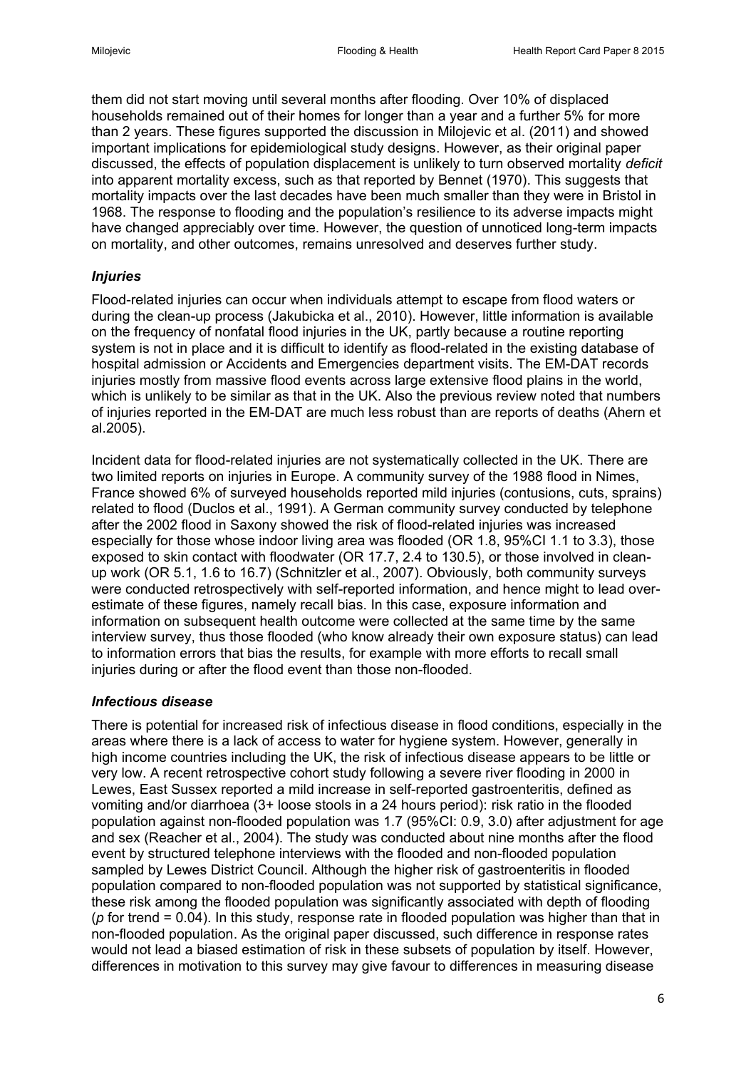them did not start moving until several months after flooding. Over 10% of displaced households remained out of their homes for longer than a year and a further 5% for more than 2 years. These figures supported the discussion in Milojevic et al. (2011) and showed important implications for epidemiological study designs. However, as their original paper discussed, the effects of population displacement is unlikely to turn observed mortality *deficit* into apparent mortality excess, such as that reported by Bennet (1970). This suggests that mortality impacts over the last decades have been much smaller than they were in Bristol in 1968. The response to flooding and the population's resilience to its adverse impacts might have changed appreciably over time. However, the question of unnoticed long-term impacts on mortality, and other outcomes, remains unresolved and deserves further study.

### *Injuries*

Flood-related injuries can occur when individuals attempt to escape from flood waters or during the clean-up process (Jakubicka et al., 2010). However, little information is available on the frequency of nonfatal flood injuries in the UK, partly because a routine reporting system is not in place and it is difficult to identify as flood-related in the existing database of hospital admission or Accidents and Emergencies department visits. The EM-DAT records injuries mostly from massive flood events across large extensive flood plains in the world, which is unlikely to be similar as that in the UK. Also the previous review noted that numbers of injuries reported in the EM-DAT are much less robust than are reports of deaths (Ahern et al.2005).

Incident data for flood-related injuries are not systematically collected in the UK. There are two limited reports on injuries in Europe. A community survey of the 1988 flood in Nimes, France showed 6% of surveyed households reported mild injuries (contusions, cuts, sprains) related to flood (Duclos et al., 1991). A German community survey conducted by telephone after the 2002 flood in Saxony showed the risk of flood-related injuries was increased especially for those whose indoor living area was flooded (OR 1.8, 95%CI 1.1 to 3.3), those exposed to skin contact with floodwater (OR 17.7, 2.4 to 130.5), or those involved in clean-up work (OR 5.1, 1.6 to 16.7) (Schnitzler et al., 2007). Obviously, both community surveys were conducted retrospectively with self-reported information, and hence might to lead over-estimate of these figures, namely recall bias. In this case, exposure information and information on subsequent health outcome were collected at the same time by the same interview survey, thus those flooded (who know already their own exposure status) can lead to information errors that bias the results, for example with more efforts to recall small injuries during or after the flood event than those non-flooded.

### *Infectious disease*

There is potential for increased risk of infectious disease in flood conditions, especially in the areas where there is a lack of access to water for hygiene system. However, generally in high income countries including the UK, the risk of infectious disease appears to be little or very low. A recent retrospective cohort study following a severe river flooding in 2000 in Lewes, East Sussex reported a mild increase in self-reported gastroenteritis, defined as vomiting and/or diarrhoea (3+ loose stools in a 24 hours period): risk ratio in the flooded population against non-flooded population was 1.7 (95%CI: 0.9, 3.0) after adjustment for age and sex (Reacher et al., 2004). The study was conducted about nine months after the flood event by structured telephone interviews with the flooded and non-flooded population sampled by Lewes District Council. Although the higher risk of gastroenteritis in flooded population compared to non-flooded population was not supported by statistical significance, these risk among the flooded population was significantly associated with depth of flooding ($p$ for trend = 0.04). In this study, response rate in flooded population was higher than that in non-flooded population. As the original paper discussed, such difference in response rates would not lead a biased estimation of risk in these subsets of population by itself. However, differences in motivation to this survey may give favour to differences in measuring disease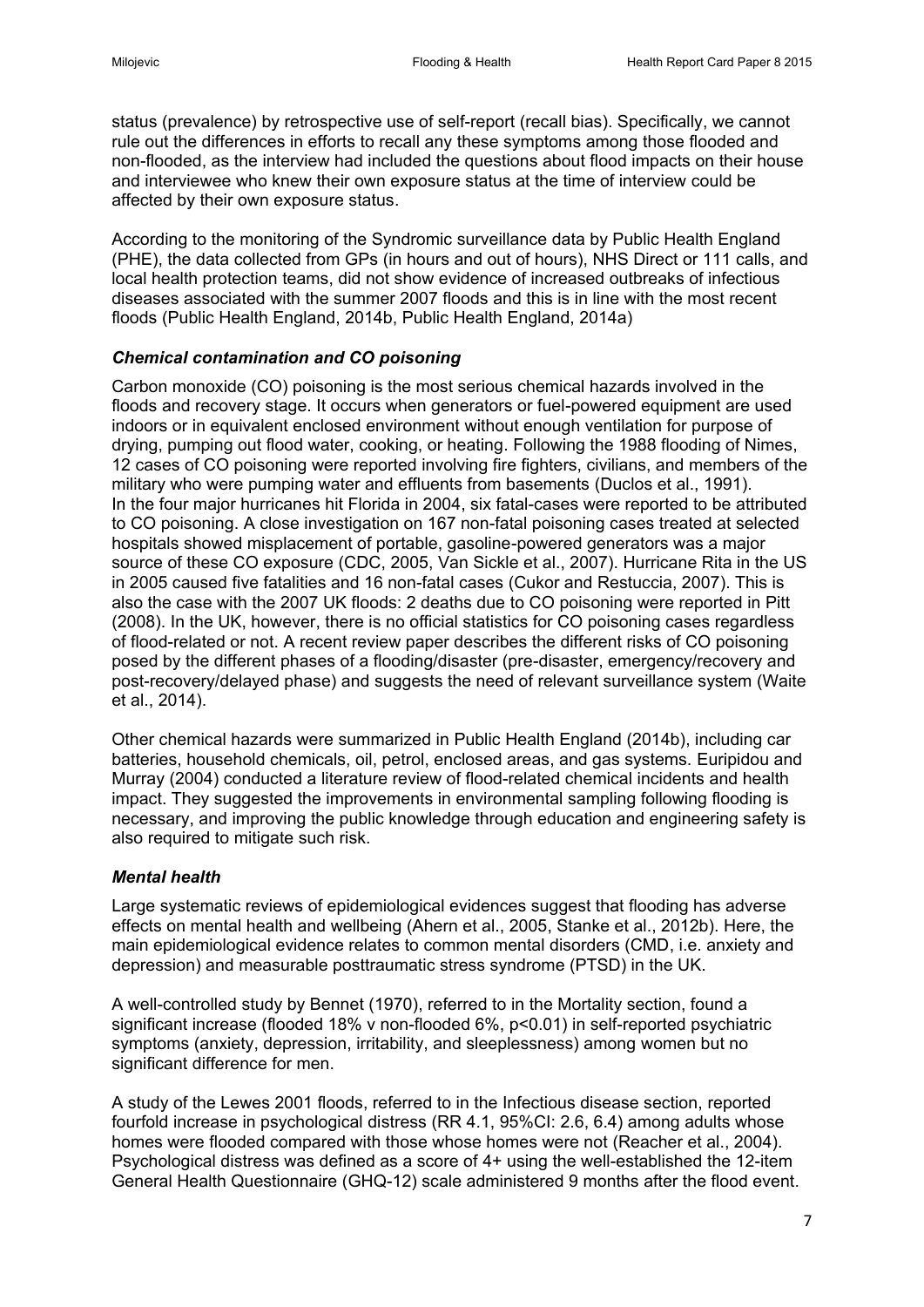status (prevalence) by retrospective use of self-report (recall bias). Specifically, we cannot rule out the differences in efforts to recall any these symptoms among those flooded and non-flooded, as the interview had included the questions about flood impacts on their house and interviewee who knew their own exposure status at the time of interview could be affected by their own exposure status.

According to the monitoring of the Syndromic surveillance data by Public Health England (PHE), the data collected from GPs (in hours and out of hours), NHS Direct or 111 calls, and local health protection teams, did not show evidence of increased outbreaks of infectious diseases associated with the summer 2007 floods and this is in line with the most recent floods (Public Health England, 2014b, Public Health England, 2014a)

### *Chemical contamination and CO poisoning*

Carbon monoxide (CO) poisoning is the most serious chemical hazards involved in the floods and recovery stage. It occurs when generators or fuel-powered equipment are used indoors or in equivalent enclosed environment without enough ventilation for purpose of drying, pumping out flood water, cooking, or heating. Following the 1988 flooding of Nimes, 12 cases of CO poisoning were reported involving fire fighters, civilians, and members of the military who were pumping water and effluents from basements (Duclos et al., 1991). In the four major hurricanes hit Florida in 2004, six fatal-cases were reported to be attributed to CO poisoning. A close investigation on 167 non-fatal poisoning cases treated at selected hospitals showed misplacement of portable, gasoline-powered generators was a major source of these CO exposure (CDC, 2005, Van Sickle et al., 2007). Hurricane Rita in the US in 2005 caused five fatalities and 16 non-fatal cases (Cukor and Restuccia, 2007). This is also the case with the 2007 UK floods: 2 deaths due to CO poisoning were reported in Pitt (2008). In the UK, however, there is no official statistics for CO poisoning cases regardless of flood-related or not. A recent review paper describes the different risks of CO poisoning posed by the different phases of a flooding/disaster (pre-disaster, emergency/recovery and post-recovery/delayed phase) and suggests the need of relevant surveillance system (Waite et al., 2014).

Other chemical hazards were summarized in Public Health England (2014b), including car batteries, household chemicals, oil, petrol, enclosed areas, and gas systems. Euripidou and Murray (2004) conducted a literature review of flood-related chemical incidents and health impact. They suggested the improvements in environmental sampling following flooding is necessary, and improving the public knowledge through education and engineering safety is also required to mitigate such risk.

### *Mental health*

Large systematic reviews of epidemiological evidences suggest that flooding has adverse effects on mental health and wellbeing (Ahern et al., 2005, Stanke et al., 2012b). Here, the main epidemiological evidence relates to common mental disorders (CMD, i.e. anxiety and depression) and measurable posttraumatic stress syndrome (PTSD) in the UK.

A well-controlled study by Bennet (1970), referred to in the Mortality section, found a significant increase (flooded 18% v non-flooded 6%, $p<0.01$) in self-reported psychiatric symptoms (anxiety, depression, irritability, and sleeplessness) among women but no significant difference for men.

A study of the Lewes 2001 floods, referred to in the Infectious disease section, reported fourfold increase in psychological distress (RR 4.1, 95%CI: 2.6, 6.4) among adults whose homes were flooded compared with those whose homes were not (Reacher et al., 2004). Psychological distress was defined as a score of 4+ using the well-established the 12-item General Health Questionnaire (GHQ-12) scale administered 9 months after the flood event.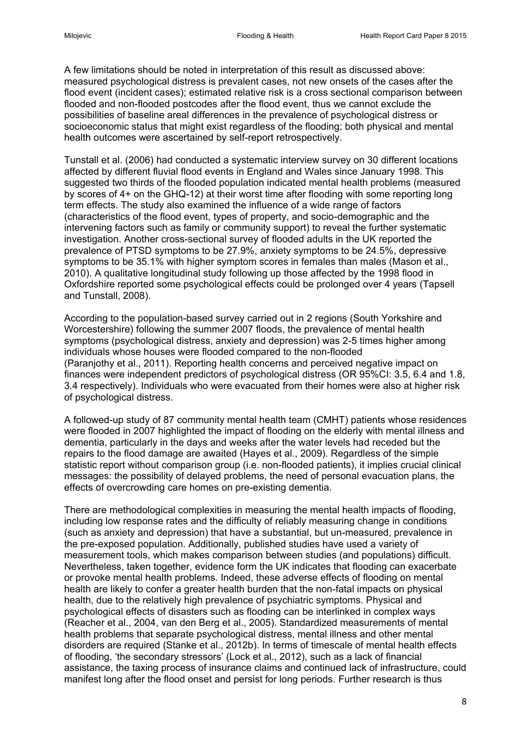A few limitations should be noted in interpretation of this result as discussed above: measured psychological distress is prevalent cases, not new onsets of the cases after the flood event (incident cases); estimated relative risk is a cross sectional comparison between flooded and non-flooded postcodes after the flood event, thus we cannot exclude the possibilities of baseline areal differences in the prevalence of psychological distress or socioeconomic status that might exist regardless of the flooding; both physical and mental health outcomes were ascertained by self-report retrospectively.

Tunstall et al. (2006) had conducted a systematic interview survey on 30 different locations affected by different fluvial flood events in England and Wales since January 1998. This suggested two thirds of the flooded population indicated mental health problems (measured by scores of 4+ on the GHQ-12) at their worst time after flooding with some reporting long term effects. The study also examined the influence of a wide range of factors (characteristics of the flood event, types of property, and socio-demographic and the intervening factors such as family or community support) to reveal the further systematic investigation. Another cross-sectional survey of flooded adults in the UK reported the prevalence of PTSD symptoms to be 27.9%, anxiety symptoms to be 24.5%, depressive symptoms to be 35.1% with higher symptom scores in females than males (Mason et al., 2010). A qualitative longitudinal study following up those affected by the 1998 flood in Oxfordshire reported some psychological effects could be prolonged over 4 years (Tapsell and Tunstall, 2008).

According to the population-based survey carried out in 2 regions (South Yorkshire and Worcestershire) following the summer 2007 floods, the prevalence of mental health symptoms (psychological distress, anxiety and depression) was 2-5 times higher among individuals whose houses were flooded compared to the non-flooded (Paranjothy et al., 2011). Reporting health concerns and perceived negative impact on finances were independent predictors of psychological distress (OR 95%CI: 3.5, 6.4 and 1.8, 3.4 respectively). Individuals who were evacuated from their homes were also at higher risk of psychological distress.

A followed-up study of 87 community mental health team (CMHT) patients whose residences were flooded in 2007 highlighted the impact of flooding on the elderly with mental illness and dementia, particularly in the days and weeks after the water levels had receded but the repairs to the flood damage are awaited (Hayes et al., 2009). Regardless of the simple statistic report without comparison group (i.e. non-flooded patients), it implies crucial clinical messages: the possibility of delayed problems, the need of personal evacuation plans, the effects of overcrowding care homes on pre-existing dementia.

There are methodological complexities in measuring the mental health impacts of flooding, including low response rates and the difficulty of reliably measuring change in conditions (such as anxiety and depression) that have a substantial, but un-measured, prevalence in the pre-exposed population. Additionally, published studies have used a variety of measurement tools, which makes comparison between studies (and populations) difficult. Nevertheless, taken together, evidence form the UK indicates that flooding can exacerbate or provoke mental health problems. Indeed, these adverse effects of flooding on mental health are likely to confer a greater health burden that the non-fatal impacts on physical health, due to the relatively high prevalence of psychiatric symptoms. Physical and psychological effects of disasters such as flooding can be interlinked in complex ways (Reacher et al., 2004, van den Berg et al., 2005). Standardized measurements of mental health problems that separate psychological distress, mental illness and other mental disorders are required (Stanke et al., 2012b). In terms of timescale of mental health effects of flooding, 'the secondary stressors' (Lock et al., 2012), such as a lack of financial assistance, the taxing process of insurance claims and continued lack of infrastructure, could manifest long after the flood onset and persist for long periods. Further research is thus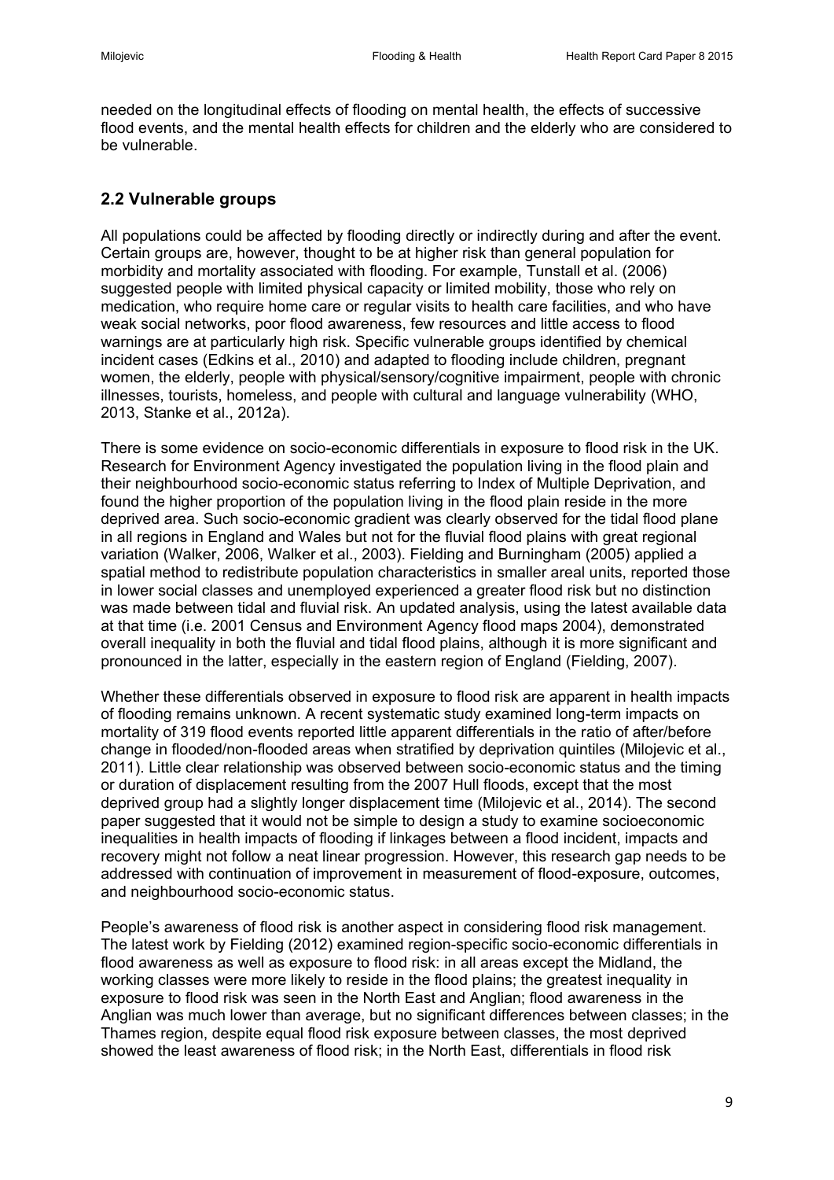needed on the longitudinal effects of flooding on mental health, the effects of successive flood events, and the mental health effects for children and the elderly who are considered to be vulnerable.

## 2.2 Vulnerable groups

All populations could be affected by flooding directly or indirectly during and after the event. Certain groups are, however, thought to be at higher risk than general population for morbidity and mortality associated with flooding. For example, Tunstall et al. (2006) suggested people with limited physical capacity or limited mobility, those who rely on medication, who require home care or regular visits to health care facilities, and who have weak social networks, poor flood awareness, few resources and little access to flood warnings are at particularly high risk. Specific vulnerable groups identified by chemical incident cases (Edkins et al., 2010) and adapted to flooding include children, pregnant women, the elderly, people with physical/sensory/cognitive impairment, people with chronic illnesses, tourists, homeless, and people with cultural and language vulnerability (WHO, 2013, Stanke et al., 2012a).

There is some evidence on socio-economic differentials in exposure to flood risk in the UK. Research for Environment Agency investigated the population living in the flood plain and their neighbourhood socio-economic status referring to Index of Multiple Deprivation, and found the higher proportion of the population living in the flood plain reside in the more deprived area. Such socio-economic gradient was clearly observed for the tidal flood plane in all regions in England and Wales but not for the fluvial flood plains with great regional variation (Walker, 2006, Walker et al., 2003). Fielding and Burningham (2005) applied a spatial method to redistribute population characteristics in smaller areal units, reported those in lower social classes and unemployed experienced a greater flood risk but no distinction was made between tidal and fluvial risk. An updated analysis, using the latest available data at that time (i.e. 2001 Census and Environment Agency flood maps 2004), demonstrated overall inequality in both the fluvial and tidal flood plains, although it is more significant and pronounced in the latter, especially in the eastern region of England (Fielding, 2007).

Whether these differentials observed in exposure to flood risk are apparent in health impacts of flooding remains unknown. A recent systematic study examined long-term impacts on mortality of 319 flood events reported little apparent differentials in the ratio of after/before change in flooded/non-flooded areas when stratified by deprivation quintiles (Milojevic et al., 2011). Little clear relationship was observed between socio-economic status and the timing or duration of displacement resulting from the 2007 Hull floods, except that the most deprived group had a slightly longer displacement time (Milojevic et al., 2014). The second paper suggested that it would not be simple to design a study to examine socioeconomic inequalities in health impacts of flooding if linkages between a flood incident, impacts and recovery might not follow a neat linear progression. However, this research gap needs to be addressed with continuation of improvement in measurement of flood-exposure, outcomes, and neighbourhood socio-economic status.

People's awareness of flood risk is another aspect in considering flood risk management. The latest work by Fielding (2012) examined region-specific socio-economic differentials in flood awareness as well as exposure to flood risk: in all areas except the Midland, the working classes were more likely to reside in the flood plains; the greatest inequality in exposure to flood risk was seen in the North East and Anglian; flood awareness in the Anglian was much lower than average, but no significant differences between classes; in the Thames region, despite equal flood risk exposure between classes, the most deprived showed the least awareness of flood risk; in the North East, differentials in flood risk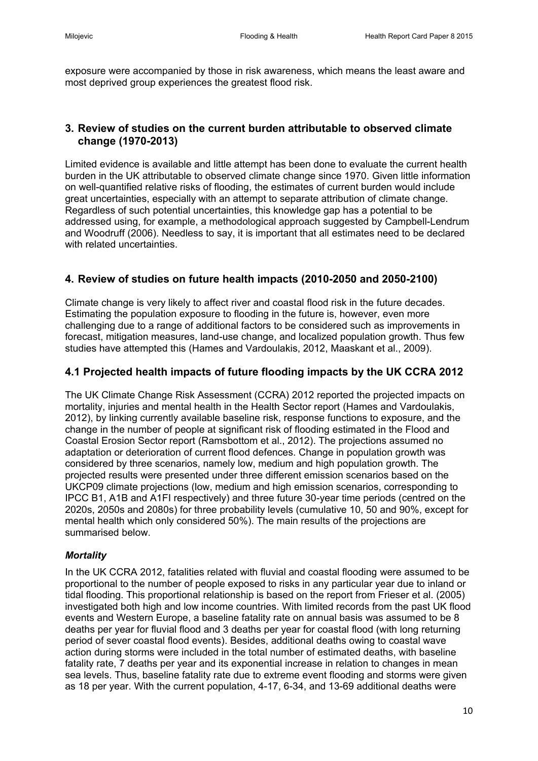exposure were accompanied by those in risk awareness, which means the least aware and most deprived group experiences the greatest flood risk.

## 3. Review of studies on the current burden attributable to observed climate change (1970-2013)

Limited evidence is available and little attempt has been done to evaluate the current health burden in the UK attributable to observed climate change since 1970. Given little information on well-quantified relative risks of flooding, the estimates of current burden would include great uncertainties, especially with an attempt to separate attribution of climate change. Regardless of such potential uncertainties, this knowledge gap has a potential to be addressed using, for example, a methodological approach suggested by Campbell-Lendrum and Woodruff (2006). Needless to say, it is important that all estimates need to be declared with related uncertainties.

## 4. Review of studies on future health impacts (2010-2050 and 2050-2100)

Climate change is very likely to affect river and coastal flood risk in the future decades. Estimating the population exposure to flooding in the future is, however, even more challenging due to a range of additional factors to be considered such as improvements in forecast, mitigation measures, land-use change, and localized population growth. Thus few studies have attempted this (Hames and Vardoulakis, 2012, Maaskant et al., 2009).

### 4.1 Projected health impacts of future flooding impacts by the UK CCRA 2012

The UK Climate Change Risk Assessment (CCRA) 2012 reported the projected impacts on mortality, injuries and mental health in the Health Sector report (Hames and Vardoulakis, 2012), by linking currently available baseline risk, response functions to exposure, and the change in the number of people at significant risk of flooding estimated in the Flood and Coastal Erosion Sector report (Ramsbottom et al., 2012). The projections assumed no adaptation or deterioration of current flood defences. Change in population growth was considered by three scenarios, namely low, medium and high population growth. The projected results were presented under three different emission scenarios based on the UKCP09 climate projections (low, medium and high emission scenarios, corresponding to IPCC B1, A1B and A1FI respectively) and three future 30-year time periods (centred on the 2020s, 2050s and 2080s) for three probability levels (cumulative 10, 50 and 90%, except for mental health which only considered 50%). The main results of the projections are summarised below.

#### *Mortality*

In the UK CCRA 2012, fatalities related with fluvial and coastal flooding were assumed to be proportional to the number of people exposed to risks in any particular year due to inland or tidal flooding. This proportional relationship is based on the report from Frieser et al. (2005) investigated both high and low income countries. With limited records from the past UK flood events and Western Europe, a baseline fatality rate on annual basis was assumed to be 8 deaths per year for fluvial flood and 3 deaths per year for coastal flood (with long returning period of sever coastal flood events). Besides, additional deaths owing to coastal wave action during storms were included in the total number of estimated deaths, with baseline fatality rate, 7 deaths per year and its exponential increase in relation to changes in mean sea levels. Thus, baseline fatality rate due to extreme event flooding and storms were given as 18 per year. With the current population, 4-17, 6-34, and 13-69 additional deaths were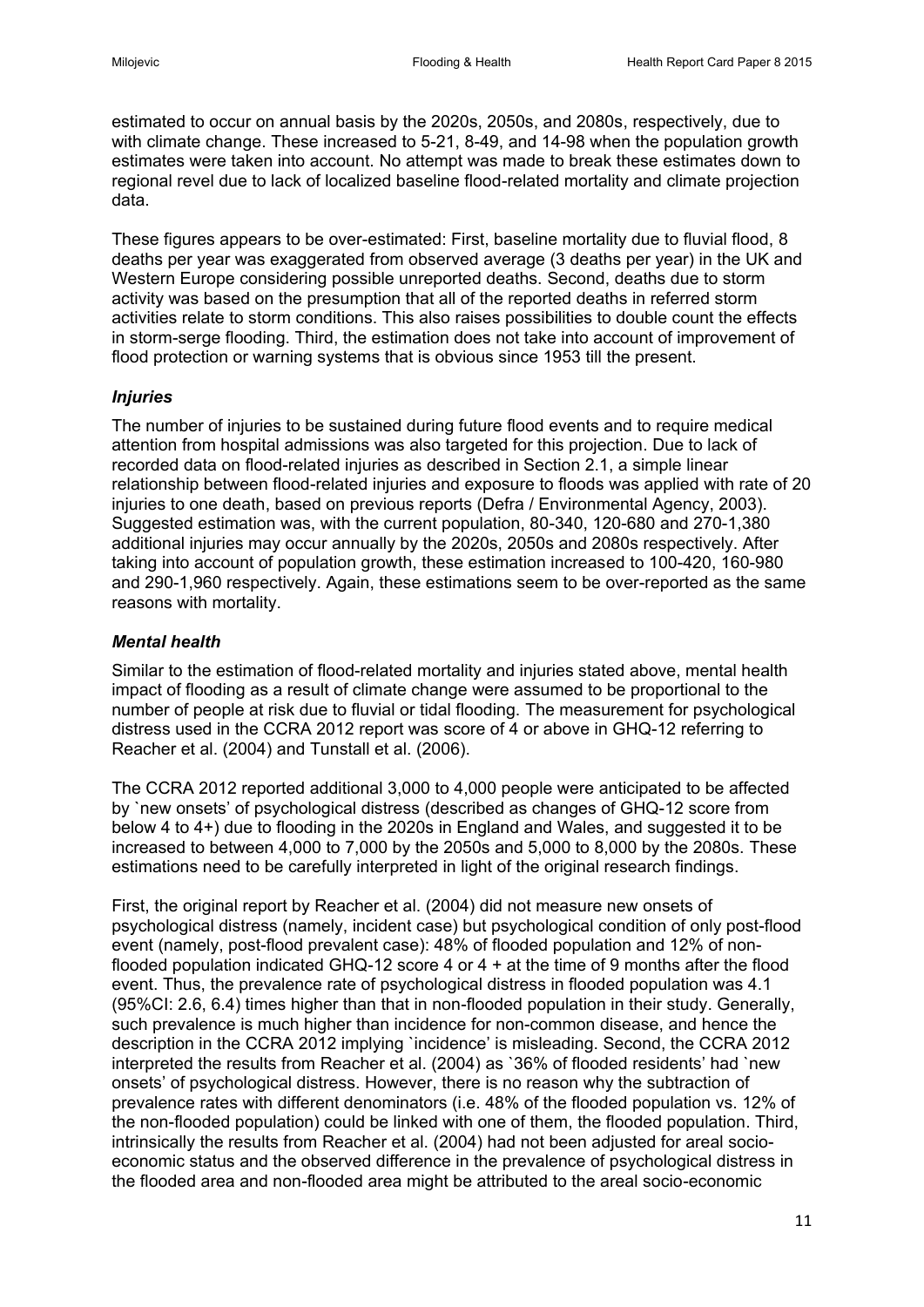estimated to occur on annual basis by the 2020s, 2050s, and 2080s, respectively, due to with climate change. These increased to 5-21, 8-49, and 14-98 when the population growth estimates were taken into account. No attempt was made to break these estimates down to regional revel due to lack of localized baseline flood-related mortality and climate projection data.

These figures appears to be over-estimated: First, baseline mortality due to fluvial flood, 8 deaths per year was exaggerated from observed average (3 deaths per year) in the UK and Western Europe considering possible unreported deaths. Second, deaths due to storm activity was based on the presumption that all of the reported deaths in referred storm activities relate to storm conditions. This also raises possibilities to double count the effects in storm-serge flooding. Third, the estimation does not take into account of improvement of flood protection or warning systems that is obvious since 1953 till the present.

### *Injuries*

The number of injuries to be sustained during future flood events and to require medical attention from hospital admissions was also targeted for this projection. Due to lack of recorded data on flood-related injuries as described in Section 2.1, a simple linear relationship between flood-related injuries and exposure to floods was applied with rate of 20 injuries to one death, based on previous reports (Defra / Environmental Agency, 2003). Suggested estimation was, with the current population, 80-340, 120-680 and 270-1,380 additional injuries may occur annually by the 2020s, 2050s and 2080s respectively. After taking into account of population growth, these estimation increased to 100-420, 160-980 and 290-1,960 respectively. Again, these estimations seem to be over-reported as the same reasons with mortality.

### *Mental health*

Similar to the estimation of flood-related mortality and injuries stated above, mental health impact of flooding as a result of climate change were assumed to be proportional to the number of people at risk due to fluvial or tidal flooding. The measurement for psychological distress used in the CCRA 2012 report was score of 4 or above in GHQ-12 referring to Reacher et al. (2004) and Tunstall et al. (2006).

The CCRA 2012 reported additional 3,000 to 4,000 people were anticipated to be affected by `new onsets' of psychological distress (described as changes of GHQ-12 score from below 4 to 4+) due to flooding in the 2020s in England and Wales, and suggested it to be increased to between 4,000 to 7,000 by the 2050s and 5,000 to 8,000 by the 2080s. These estimations need to be carefully interpreted in light of the original research findings.

First, the original report by Reacher et al. (2004) did not measure new onsets of psychological distress (namely, incident case) but psychological condition of only post-flood event (namely, post-flood prevalent case): 48% of flooded population and 12% of non-flooded population indicated GHQ-12 score 4 or 4 + at the time of 9 months after the flood event. Thus, the prevalence rate of psychological distress in flooded population was 4.1 (95%CI: 2.6, 6.4) times higher than that in non-flooded population in their study. Generally, such prevalence is much higher than incidence for non-common disease, and hence the description in the CCRA 2012 implying `incidence' is misleading. Second, the CCRA 2012 interpreted the results from Reacher et al. (2004) as `36% of flooded residents' had `new onsets' of psychological distress. However, there is no reason why the subtraction of prevalence rates with different denominators (i.e. 48% of the flooded population vs. 12% of the non-flooded population) could be linked with one of them, the flooded population. Third, intrinsically the results from Reacher et al. (2004) had not been adjusted for areal socio-economic status and the observed difference in the prevalence of psychological distress in the flooded area and non-flooded area might be attributed to the areal socio-economic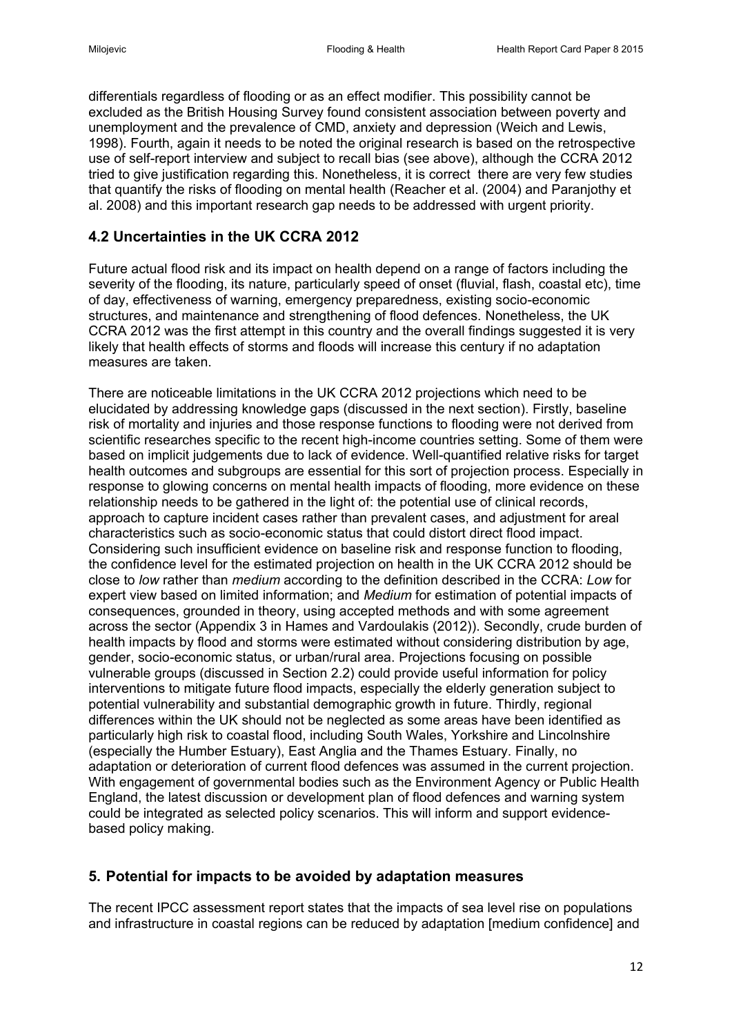differentials regardless of flooding or as an effect modifier. This possibility cannot be excluded as the British Housing Survey found consistent association between poverty and unemployment and the prevalence of CMD, anxiety and depression (Weich and Lewis, 1998). Fourth, again it needs to be noted the original research is based on the retrospective use of self-report interview and subject to recall bias (see above), although the CCRA 2012 tried to give justification regarding this. Nonetheless, it is correct there are very few studies that quantify the risks of flooding on mental health (Reacher et al. (2004) and Paranjothy et al. 2008) and this important research gap needs to be addressed with urgent priority.

## 4.2 Uncertainties in the UK CCRA 2012

Future actual flood risk and its impact on health depend on a range of factors including the severity of the flooding, its nature, particularly speed of onset (fluvial, flash, coastal etc), time of day, effectiveness of warning, emergency preparedness, existing socio-economic structures, and maintenance and strengthening of flood defences. Nonetheless, the UK CCRA 2012 was the first attempt in this country and the overall findings suggested it is very likely that health effects of storms and floods will increase this century if no adaptation measures are taken.

There are noticeable limitations in the UK CCRA 2012 projections which need to be elucidated by addressing knowledge gaps (discussed in the next section). Firstly, baseline risk of mortality and injuries and those response functions to flooding were not derived from scientific researches specific to the recent high-income countries setting. Some of them were based on implicit judgements due to lack of evidence. Well-quantified relative risks for target health outcomes and subgroups are essential for this sort of projection process. Especially in response to glowing concerns on mental health impacts of flooding, more evidence on these relationship needs to be gathered in the light of: the potential use of clinical records, approach to capture incident cases rather than prevalent cases, and adjustment for areal characteristics such as socio-economic status that could distort direct flood impact. Considering such insufficient evidence on baseline risk and response function to flooding, the confidence level for the estimated projection on health in the UK CCRA 2012 should be close to *low* rather than *medium* according to the definition described in the CCRA: *Low* for expert view based on limited information; and *Medium* for estimation of potential impacts of consequences, grounded in theory, using accepted methods and with some agreement across the sector (Appendix 3 in Hames and Vardoulakis (2012)). Secondly, crude burden of health impacts by flood and storms were estimated without considering distribution by age, gender, socio-economic status, or urban/rural area. Projections focusing on possible vulnerable groups (discussed in Section 2.2) could provide useful information for policy interventions to mitigate future flood impacts, especially the elderly generation subject to potential vulnerability and substantial demographic growth in future. Thirdly, regional differences within the UK should not be neglected as some areas have been identified as particularly high risk to coastal flood, including South Wales, Yorkshire and Lincolnshire (especially the Humber Estuary), East Anglia and the Thames Estuary. Finally, no adaptation or deterioration of current flood defences was assumed in the current projection. With engagement of governmental bodies such as the Environment Agency or Public Health England, the latest discussion or development plan of flood defences and warning system could be integrated as selected policy scenarios. This will inform and support evidence-based policy making.

## 5. Potential for impacts to be avoided by adaptation measures

The recent IPCC assessment report states that the impacts of sea level rise on populations and infrastructure in coastal regions can be reduced by adaptation [medium confidence] and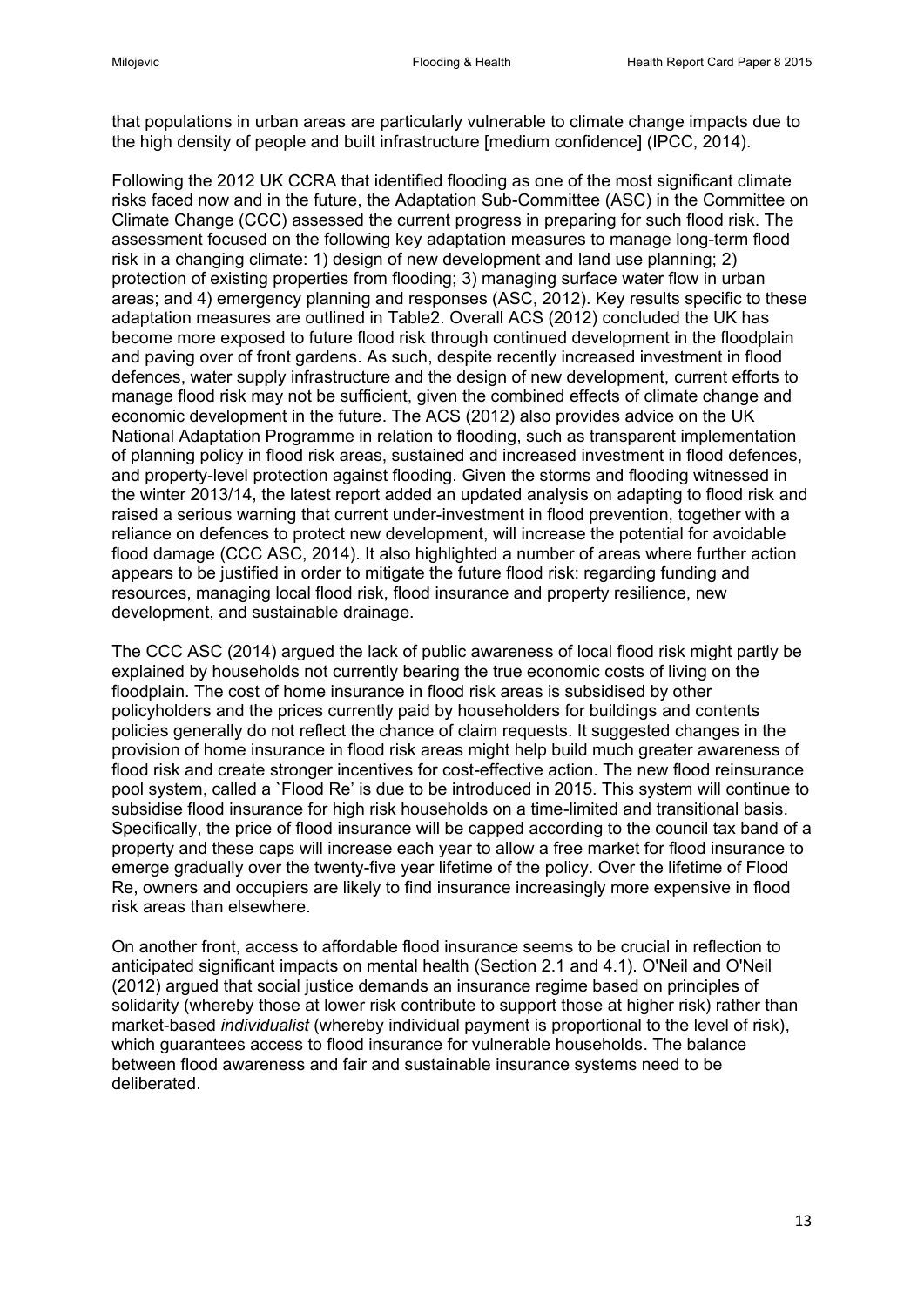that populations in urban areas are particularly vulnerable to climate change impacts due to the high density of people and built infrastructure [medium confidence] (IPCC, 2014).

Following the 2012 UK CCRA that identified flooding as one of the most significant climate risks faced now and in the future, the Adaptation Sub-Committee (ASC) in the Committee on Climate Change (CCC) assessed the current progress in preparing for such flood risk. The assessment focused on the following key adaptation measures to manage long-term flood risk in a changing climate: 1) design of new development and land use planning; 2) protection of existing properties from flooding; 3) managing surface water flow in urban areas; and 4) emergency planning and responses (ASC, 2012). Key results specific to these adaptation measures are outlined in Table2. Overall ACS (2012) concluded the UK has become more exposed to future flood risk through continued development in the floodplain and paving over of front gardens. As such, despite recently increased investment in flood defences, water supply infrastructure and the design of new development, current efforts to manage flood risk may not be sufficient, given the combined effects of climate change and economic development in the future. The ACS (2012) also provides advice on the UK National Adaptation Programme in relation to flooding, such as transparent implementation of planning policy in flood risk areas, sustained and increased investment in flood defences, and property-level protection against flooding. Given the storms and flooding witnessed in the winter 2013/14, the latest report added an updated analysis on adapting to flood risk and raised a serious warning that current under-investment in flood prevention, together with a reliance on defences to protect new development, will increase the potential for avoidable flood damage (CCC ASC, 2014). It also highlighted a number of areas where further action appears to be justified in order to mitigate the future flood risk: regarding funding and resources, managing local flood risk, flood insurance and property resilience, new development, and sustainable drainage.

The CCC ASC (2014) argued the lack of public awareness of local flood risk might partly be explained by households not currently bearing the true economic costs of living on the floodplain. The cost of home insurance in flood risk areas is subsidised by other policyholders and the prices currently paid by householders for buildings and contents policies generally do not reflect the chance of claim requests. It suggested changes in the provision of home insurance in flood risk areas might help build much greater awareness of flood risk and create stronger incentives for cost-effective action. The new flood reinsurance pool system, called a `Flood Re' is due to be introduced in 2015. This system will continue to subsidise flood insurance for high risk households on a time-limited and transitional basis. Specifically, the price of flood insurance will be capped according to the council tax band of a property and these caps will increase each year to allow a free market for flood insurance to emerge gradually over the twenty-five year lifetime of the policy. Over the lifetime of Flood Re, owners and occupiers are likely to find insurance increasingly more expensive in flood risk areas than elsewhere.

On another front, access to affordable flood insurance seems to be crucial in reflection to anticipated significant impacts on mental health (Section 2.1 and 4.1). O'Neil and O'Neil (2012) argued that social justice demands an insurance regime based on principles of solidarity (whereby those at lower risk contribute to support those at higher risk) rather than market-based *individualist* (whereby individual payment is proportional to the level of risk), which guarantees access to flood insurance for vulnerable households. The balance between flood awareness and fair and sustainable insurance systems need to be deliberated.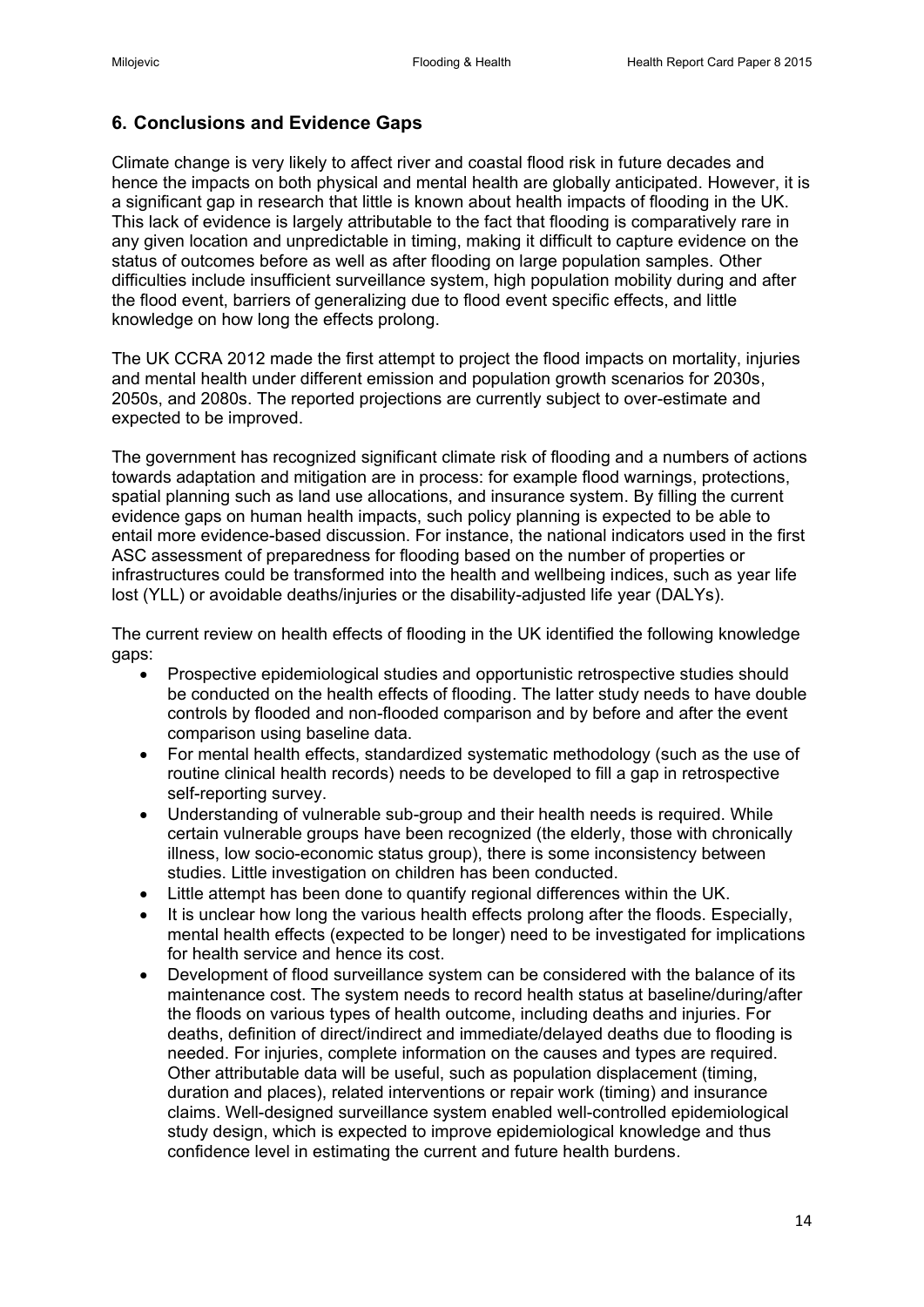## 6. Conclusions and Evidence Gaps

Climate change is very likely to affect river and coastal flood risk in future decades and hence the impacts on both physical and mental health are globally anticipated. However, it is a significant gap in research that little is known about health impacts of flooding in the UK. This lack of evidence is largely attributable to the fact that flooding is comparatively rare in any given location and unpredictable in timing, making it difficult to capture evidence on the status of outcomes before as well as after flooding on large population samples. Other difficulties include insufficient surveillance system, high population mobility during and after the flood event, barriers of generalizing due to flood event specific effects, and little knowledge on how long the effects prolong.

The UK CCRA 2012 made the first attempt to project the flood impacts on mortality, injuries and mental health under different emission and population growth scenarios for 2030s, 2050s, and 2080s. The reported projections are currently subject to over-estimate and expected to be improved.

The government has recognized significant climate risk of flooding and a numbers of actions towards adaptation and mitigation are in process: for example flood warnings, protections, spatial planning such as land use allocations, and insurance system. By filling the current evidence gaps on human health impacts, such policy planning is expected to be able to entail more evidence-based discussion. For instance, the national indicators used in the first ASC assessment of preparedness for flooding based on the number of properties or infrastructures could be transformed into the health and wellbeing indices, such as year life lost (YLL) or avoidable deaths/injuries or the disability-adjusted life year (DALYs).

The current review on health effects of flooding in the UK identified the following knowledge gaps:

- Prospective epidemiological studies and opportunistic retrospective studies should be conducted on the health effects of flooding. The latter study needs to have double controls by flooded and non-flooded comparison and by before and after the event comparison using baseline data.
- For mental health effects, standardized systematic methodology (such as the use of routine clinical health records) needs to be developed to fill a gap in retrospective self-reporting survey.
- Understanding of vulnerable sub-group and their health needs is required. While certain vulnerable groups have been recognized (the elderly, those with chronically illness, low socio-economic status group), there is some inconsistency between studies. Little investigation on children has been conducted.
- Little attempt has been done to quantify regional differences within the UK.
- It is unclear how long the various health effects prolong after the floods. Especially, mental health effects (expected to be longer) need to be investigated for implications for health service and hence its cost.
- Development of flood surveillance system can be considered with the balance of its maintenance cost. The system needs to record health status at baseline/during/after the floods on various types of health outcome, including deaths and injuries. For deaths, definition of direct/indirect and immediate/delayed deaths due to flooding is needed. For injuries, complete information on the causes and types are required. Other attributable data will be useful, such as population displacement (timing, duration and places), related interventions or repair work (timing) and insurance claims. Well-designed surveillance system enabled well-controlled epidemiological study design, which is expected to improve epidemiological knowledge and thus confidence level in estimating the current and future health burdens.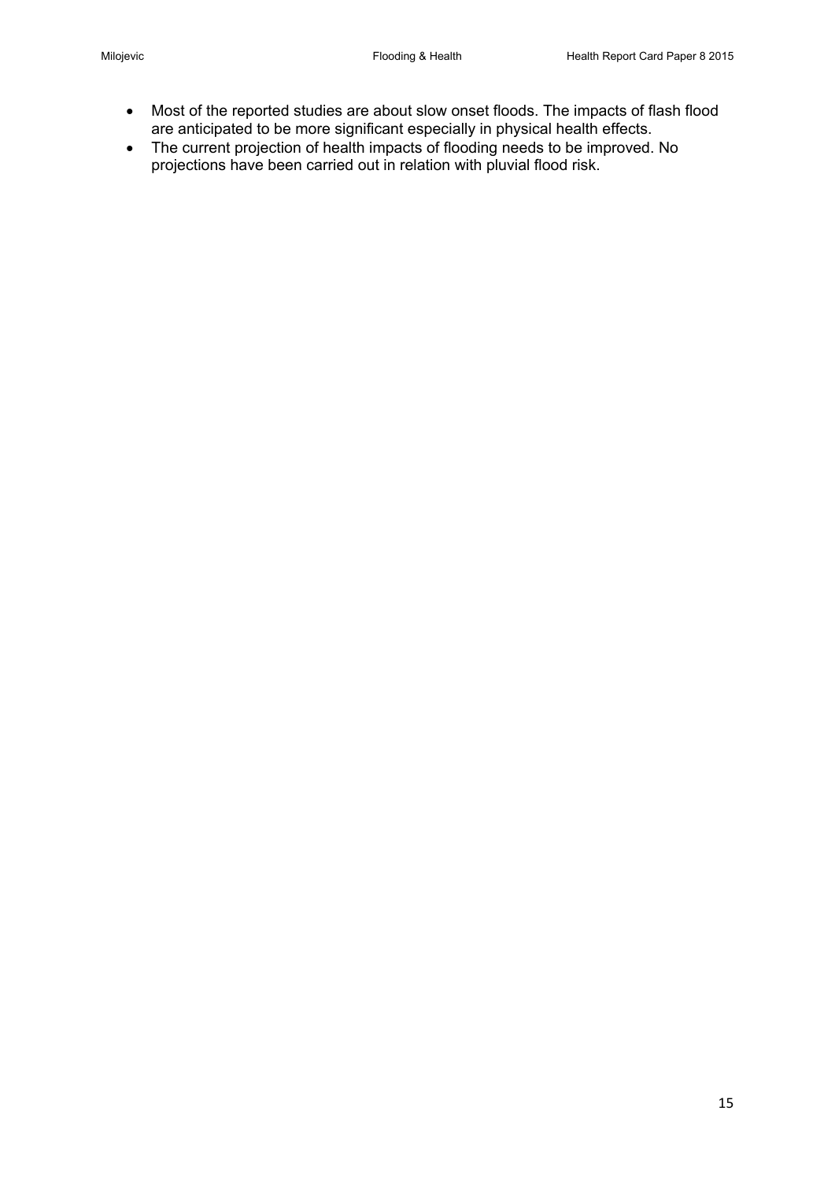- Most of the reported studies are about slow onset floods. The impacts of flash flood are anticipated to be more significant especially in physical health effects.
- The current projection of health impacts of flooding needs to be improved. No projections have been carried out in relation with pluvial flood risk.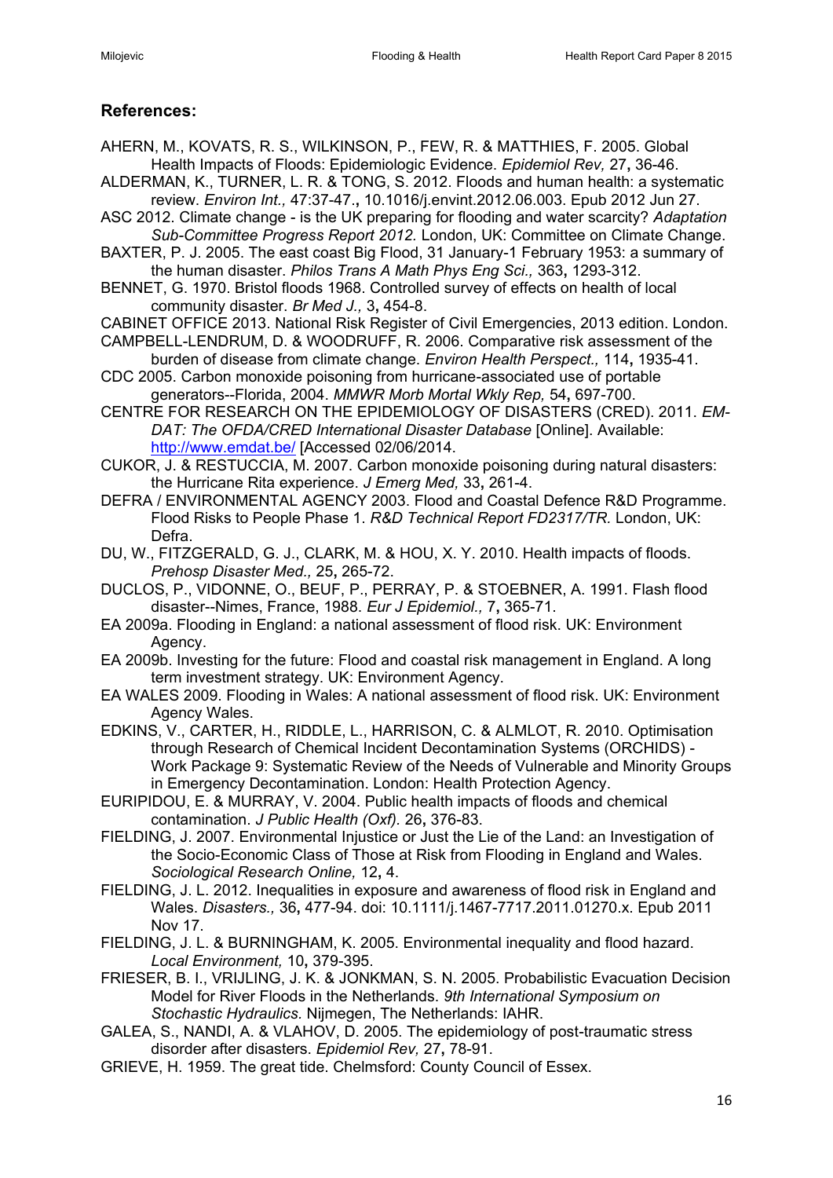## References:

AHERN, M., KOVATS, R. S., WILKINSON, P., FEW, R. & MATTHIES, F. 2005. Global Health Impacts of Floods: Epidemiologic Evidence. *Epidemiol Rev,* 27**,** 36-46.

ALDERMAN, K., TURNER, L. R. & TONG, S. 2012. Floods and human health: a systematic review. *Environ Int.,* 47:37-47.**,** 10.1016/j.envint.2012.06.003. Epub 2012 Jun 27.

ASC 2012. Climate change - is the UK preparing for flooding and water scarcity? *Adaptation Sub-Committee Progress Report 2012.* London, UK: Committee on Climate Change.

BAXTER, P. J. 2005. The east coast Big Flood, 31 January-1 February 1953: a summary of the human disaster. *Philos Trans A Math Phys Eng Sci.,* 363**,** 1293-312.

BENNET, G. 1970. Bristol floods 1968. Controlled survey of effects on health of local community disaster. *Br Med J.,* 3**,** 454-8.

CABINET OFFICE 2013. National Risk Register of Civil Emergencies, 2013 edition. London.

CAMPBELL-LENDRUM, D. & WOODRUFF, R. 2006. Comparative risk assessment of the burden of disease from climate change. *Environ Health Perspect.,* 114**,** 1935-41.

CDC 2005. Carbon monoxide poisoning from hurricane-associated use of portable generators--Florida, 2004. *MMWR Morb Mortal Wkly Rep,* 54**,** 697-700.

CENTRE FOR RESEARCH ON THE EPIDEMIOLOGY OF DISASTERS (CRED). 2011. *EM-DAT: The OFDA/CRED International Disaster Database* [Online]. Available: http://www.emdat.be/ [Accessed 02/06/2014.

CUKOR, J. & RESTUCCIA, M. 2007. Carbon monoxide poisoning during natural disasters: the Hurricane Rita experience. *J Emerg Med,* 33**,** 261-4.

DEFRA / ENVIRONMENTAL AGENCY 2003. Flood and Coastal Defence R&D Programme. Flood Risks to People Phase 1. *R&D Technical Report FD2317/TR.* London, UK: Defra.

DU, W., FITZGERALD, G. J., CLARK, M. & HOU, X. Y. 2010. Health impacts of floods. *Prehosp Disaster Med.,* 25**,** 265-72.

DUCLOS, P., VIDONNE, O., BEUF, P., PERRAY, P. & STOEBNER, A. 1991. Flash flood disaster--Nimes, France, 1988. *Eur J Epidemiol.,* 7**,** 365-71.

EA 2009a. Flooding in England: a national assessment of flood risk. UK: Environment Agency.

EA 2009b. Investing for the future: Flood and coastal risk management in England. A long term investment strategy. UK: Environment Agency.

EA WALES 2009. Flooding in Wales: A national assessment of flood risk. UK: Environment Agency Wales.

EDKINS, V., CARTER, H., RIDDLE, L., HARRISON, C. & ALMLOT, R. 2010. Optimisation through Research of Chemical Incident Decontamination Systems (ORCHIDS) - Work Package 9: Systematic Review of the Needs of Vulnerable and Minority Groups in Emergency Decontamination. London: Health Protection Agency.

EURIPIDOU, E. & MURRAY, V. 2004. Public health impacts of floods and chemical contamination. *J Public Health (Oxf).* 26**,** 376-83.

FIELDING, J. 2007. Environmental Injustice or Just the Lie of the Land: an Investigation of the Socio-Economic Class of Those at Risk from Flooding in England and Wales. *Sociological Research Online,* 12**,** 4.

FIELDING, J. L. 2012. Inequalities in exposure and awareness of flood risk in England and Wales. *Disasters.,* 36**,** 477-94. doi: 10.1111/j.1467-7717.2011.01270.x. Epub 2011 Nov 17.

FIELDING, J. L. & BURNINGHAM, K. 2005. Environmental inequality and flood hazard. *Local Environment,* 10**,** 379-395.

FRIESER, B. I., VRIJLING, J. K. & JONKMAN, S. N. 2005. Probabilistic Evacuation Decision Model for River Floods in the Netherlands. *9th International Symposium on Stochastic Hydraulics.* Nijmegen, The Netherlands: IAHR.

GALEA, S., NANDI, A. & VLAHOV, D. 2005. The epidemiology of post-traumatic stress disorder after disasters. *Epidemiol Rev,* 27**,** 78-91.

GRIEVE, H. 1959. The great tide. Chelmsford: County Council of Essex.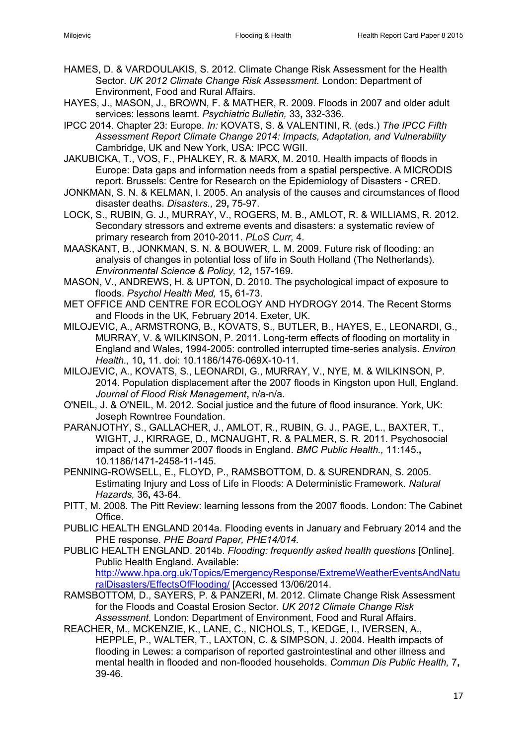HAMES, D. & VARDOULAKIS, S. 2012. Climate Change Risk Assessment for the Health Sector. *UK 2012 Climate Change Risk Assessment.* London: Department of Environment, Food and Rural Affairs.

HAYES, J., MASON, J., BROWN, F. & MATHER, R. 2009. Floods in 2007 and older adult services: lessons learnt. *Psychiatric Bulletin,* 33**,** 332-336.

IPCC 2014. Chapter 23: Europe. *In:* KOVATS, S. & VALENTINI, R. (eds.) *The IPCC Fifth Assessment Report Climate Change 2014: Impacts, Adaptation, and Vulnerability* Cambridge, UK and New York, USA: IPCC WGII.

JAKUBICKA, T., VOS, F., PHALKEY, R. & MARX, M. 2010. Health impacts of floods in Europe: Data gaps and information needs from a spatial perspective. A MICRODIS report. Brussels: Centre for Research on the Epidemiology of Disasters - CRED.

JONKMAN, S. N. & KELMAN, I. 2005. An analysis of the causes and circumstances of flood disaster deaths. *Disasters.,* 29**,** 75-97.

LOCK, S., RUBIN, G. J., MURRAY, V., ROGERS, M. B., AMLOT, R. & WILLIAMS, R. 2012. Secondary stressors and extreme events and disasters: a systematic review of primary research from 2010-2011. *PLoS Curr,* 4.

MAASKANT, B., JONKMAN, S. N. & BOUWER, L. M. 2009. Future risk of flooding: an analysis of changes in potential loss of life in South Holland (The Netherlands). *Environmental Science & Policy,* 12**,** 157-169.

MASON, V., ANDREWS, H. & UPTON, D. 2010. The psychological impact of exposure to floods. *Psychol Health Med,* 15**,** 61-73.

MET OFFICE AND CENTRE FOR ECOLOGY AND HYDROGY 2014. The Recent Storms and Floods in the UK, February 2014. Exeter, UK.

MILOJEVIC, A., ARMSTRONG, B., KOVATS, S., BUTLER, B., HAYES, E., LEONARDI, G., MURRAY, V. & WILKINSON, P. 2011. Long-term effects of flooding on mortality in England and Wales, 1994-2005: controlled interrupted time-series analysis. *Environ Health.,* 10**,** 11. doi: 10.1186/1476-069X-10-11.

MILOJEVIC, A., KOVATS, S., LEONARDI, G., MURRAY, V., NYE, M. & WILKINSON, P. 2014. Population displacement after the 2007 floods in Kingston upon Hull, England. *Journal of Flood Risk Management***,** n/a-n/a.

O'NEIL, J. & O'NEIL, M. 2012. Social justice and the future of flood insurance. York, UK: Joseph Rowntree Foundation.

PARANJOTHY, S., GALLACHER, J., AMLOT, R., RUBIN, G. J., PAGE, L., BAXTER, T., WIGHT, J., KIRRAGE, D., MCNAUGHT, R. & PALMER, S. R. 2011. Psychosocial impact of the summer 2007 floods in England. *BMC Public Health.,* 11:145.**,** 10.1186/1471-2458-11-145.

PENNING-ROWSELL, E., FLOYD, P., RAMSBOTTOM, D. & SURENDRAN, S. 2005. Estimating Injury and Loss of Life in Floods: A Deterministic Framework. *Natural Hazards,* 36**,** 43-64.

PITT, M. 2008. The Pitt Review: learning lessons from the 2007 floods. London: The Cabinet Office.

PUBLIC HEALTH ENGLAND 2014a. Flooding events in January and February 2014 and the PHE response. *PHE Board Paper, PHE14/014.*

PUBLIC HEALTH ENGLAND. 2014b. *Flooding: frequently asked health questions* [Online]. Public Health England. Available: http://www.hpa.org.uk/Topics/EmergencyResponse/ExtremeWeatherEventsAndNaturalDisasters/EffectsOfFlooding/ [Accessed 13/06/2014.

RAMSBOTTOM, D., SAYERS, P. & PANZERI, M. 2012. Climate Change Risk Assessment for the Floods and Coastal Erosion Sector. *UK 2012 Climate Change Risk Assessment.* London: Department of Environment, Food and Rural Affairs.

REACHER, M., MCKENZIE, K., LANE, C., NICHOLS, T., KEDGE, I., IVERSEN, A., HEPPLE, P., WALTER, T., LAXTON, C. & SIMPSON, J. 2004. Health impacts of flooding in Lewes: a comparison of reported gastrointestinal and other illness and mental health in flooded and non-flooded households. *Commun Dis Public Health,* 7**,** 39-46.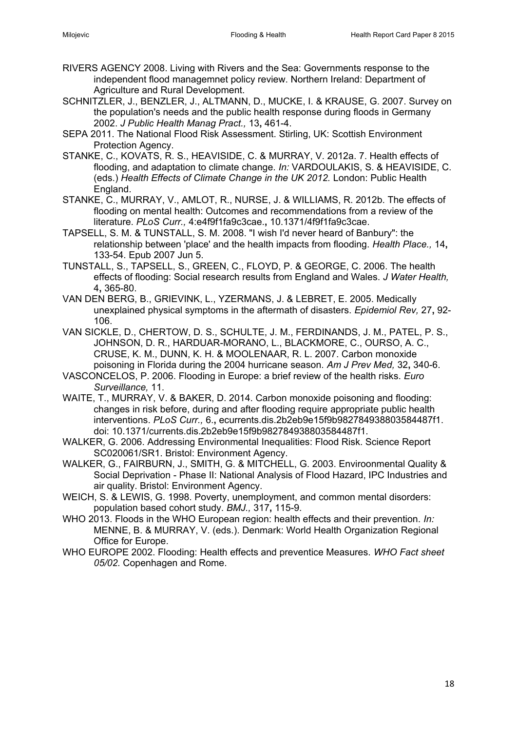RIVERS AGENCY 2008. Living with Rivers and the Sea: Governments response to the independent flood managemnet policy review. Northern Ireland: Department of Agriculture and Rural Development.

SCHNITZLER, J., BENZLER, J., ALTMANN, D., MUCKE, I. & KRAUSE, G. 2007. Survey on the population's needs and the public health response during floods in Germany 2002. *J Public Health Manag Pract.,* 13**,** 461-4.

SEPA 2011. The National Flood Risk Assessment. Stirling, UK: Scottish Environment Protection Agency.

STANKE, C., KOVATS, R. S., HEAVISIDE, C. & MURRAY, V. 2012a. 7. Health effects of flooding, and adaptation to climate change. *In:* VARDOULAKIS, S. & HEAVISIDE, C. (eds.) *Health Effects of Climate Change in the UK 2012.* London: Public Health England.

STANKE, C., MURRAY, V., AMLOT, R., NURSE, J. & WILLIAMS, R. 2012b. The effects of flooding on mental health: Outcomes and recommendations from a review of the literature. *PLoS Curr.,* 4:e4f9f1fa9c3cae.**,** 10.1371/4f9f1fa9c3cae.

TAPSELL, S. M. & TUNSTALL, S. M. 2008. "I wish I'd never heard of Banbury": the relationship between 'place' and the health impacts from flooding. *Health Place.,* 14**,** 133-54. Epub 2007 Jun 5.

TUNSTALL, S., TAPSELL, S., GREEN, C., FLOYD, P. & GEORGE, C. 2006. The health effects of flooding: Social research results from England and Wales. *J Water Health,* 4**,** 365-80.

VAN DEN BERG, B., GRIEVINK, L., YZERMANS, J. & LEBRET, E. 2005. Medically unexplained physical symptoms in the aftermath of disasters. *Epidemiol Rev,* 27**,** 92-106.

VAN SICKLE, D., CHERTOW, D. S., SCHULTE, J. M., FERDINANDS, J. M., PATEL, P. S., JOHNSON, D. R., HARDUAR-MORANO, L., BLACKMORE, C., OURSO, A. C., CRUSE, K. M., DUNN, K. H. & MOOLENAAR, R. L. 2007. Carbon monoxide poisoning in Florida during the 2004 hurricane season. *Am J Prev Med,* 32**,** 340-6.

VASCONCELOS, P. 2006. Flooding in Europe: a brief review of the health risks. *Euro Surveillance,* 11.

WAITE, T., MURRAY, V. & BAKER, D. 2014. Carbon monoxide poisoning and flooding: changes in risk before, during and after flooding require appropriate public health interventions. *PLoS Curr.,* 6.**,** ecurrents.dis.2b2eb9e15f9b982784938803584487f1. doi: 10.1371/currents.dis.2b2eb9e15f9b982784938803584487f1.

WALKER, G. 2006. Addressing Environmental Inequalities: Flood Risk. Science Report SC020061/SR1. Bristol: Environment Agency.

WALKER, G., FAIRBURN, J., SMITH, G. & MITCHELL, G. 2003. Enviroonmental Quality & Social Deprivation - Phase II: National Analysis of Flood Hazard, IPC Industries and air quality. Bristol: Environment Agency.

WEICH, S. & LEWIS, G. 1998. Poverty, unemployment, and common mental disorders: population based cohort study. *BMJ.,* 317**,** 115-9.

WHO 2013. Floods in the WHO European region: health effects and their prevention. *In:* MENNE, B. & MURRAY, V. (eds.). Denmark: World Health Organization Regional Office for Europe.

WHO EUROPE 2002. Flooding: Health effects and preventice Measures. *WHO Fact sheet 05/02.* Copenhagen and Rome.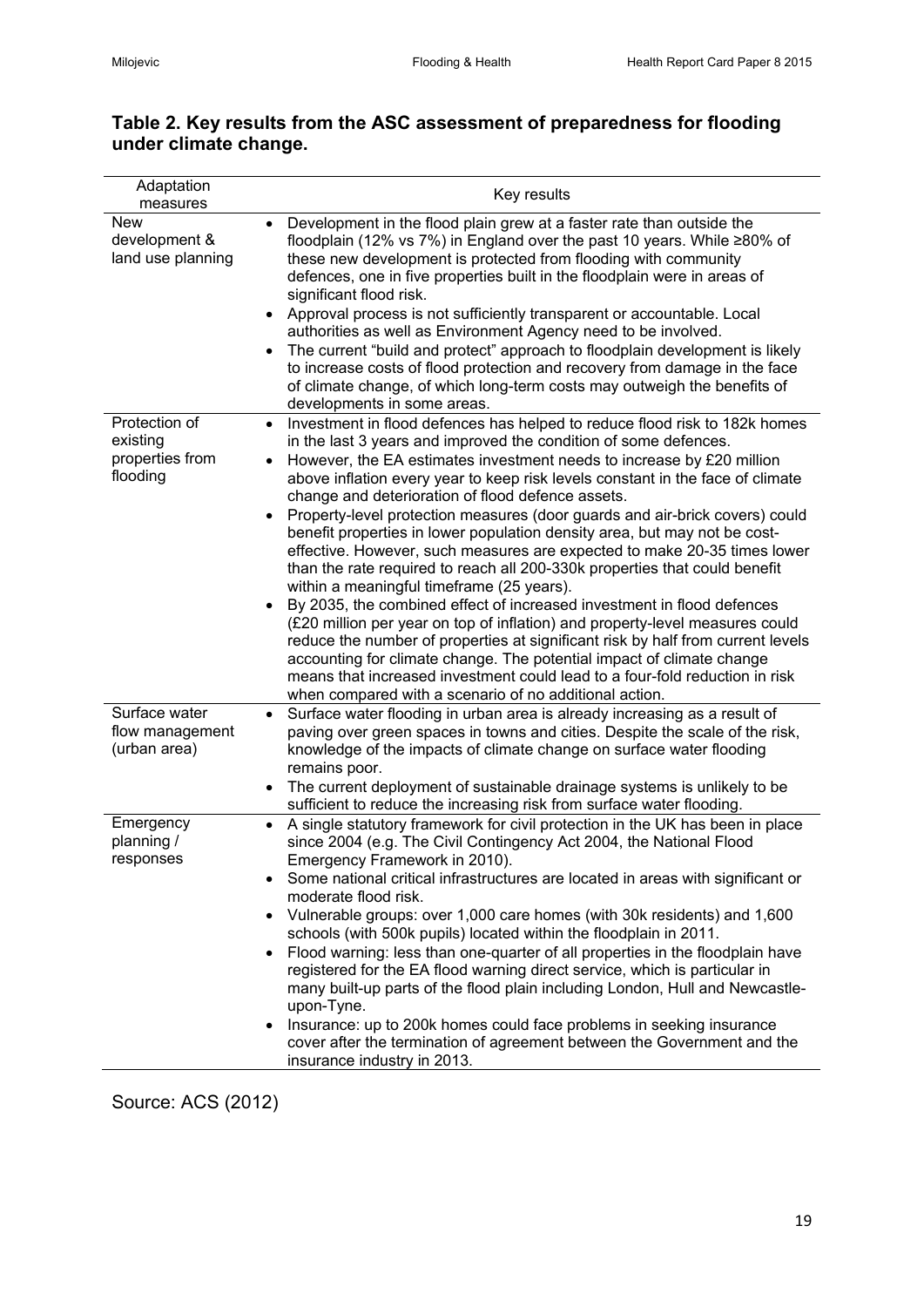## Table 2. Key results from the ASC assessment of preparedness for flooding under climate change.

| Adaptation measures | Key results |
|---|---|
| New development & land use planning | • Development in the flood plain grew at a faster rate than outside the floodplain (12% vs 7%) in England over the past 10 years. While ≥80% of these new development is protected from flooding with community defences, one in five properties built in the floodplain were in areas of significant flood risk.<br>• Approval process is not sufficiently transparent or accountable. Local authorities as well as Environment Agency need to be involved.<br>• The current "build and protect" approach to floodplain development is likely to increase costs of flood protection and recovery from damage in the face of climate change, of which long-term costs may outweigh the benefits of developments in some areas. |
| Protection of existing properties from flooding | • Investment in flood defences has helped to reduce flood risk to 182k homes in the last 3 years and improved the condition of some defences.<br>• However, the EA estimates investment needs to increase by £20 million above inflation every year to keep risk levels constant in the face of climate change and deterioration of flood defence assets.<br>• Property-level protection measures (door guards and air-brick covers) could benefit properties in lower population density area, but may not be cost-effective. However, such measures are expected to make 20-35 times lower than the rate required to reach all 200-330k properties that could benefit within a meaningful timeframe (25 years).<br>• By 2035, the combined effect of increased investment in flood defences (£20 million per year on top of inflation) and property-level measures could reduce the number of properties at significant risk by half from current levels accounting for climate change. The potential impact of climate change means that increased investment could lead to a four-fold reduction in risk when compared with a scenario of no additional action. |
| Surface water flow management (urban area) | • Surface water flooding in urban area is already increasing as a result of paving over green spaces in towns and cities. Despite the scale of the risk, knowledge of the impacts of climate change on surface water flooding remains poor.<br>• The current deployment of sustainable drainage systems is unlikely to be sufficient to reduce the increasing risk from surface water flooding. |
| Emergency planning / responses | • A single statutory framework for civil protection in the UK has been in place since 2004 (e.g. The Civil Contingency Act 2004, the National Flood Emergency Framework in 2010).<br>• Some national critical infrastructures are located in areas with significant or moderate flood risk.<br>• Vulnerable groups: over 1,000 care homes (with 30k residents) and 1,600 schools (with 500k pupils) located within the floodplain in 2011.<br>• Flood warning: less than one-quarter of all properties in the floodplain have registered for the EA flood warning direct service, which is particular in many built-up parts of the flood plain including London, Hull and Newcastle-upon-Tyne.<br>• Insurance: up to 200k homes could face problems in seeking insurance cover after the termination of agreement between the Government and the insurance industry in 2013. |

Source: ACS (2012)